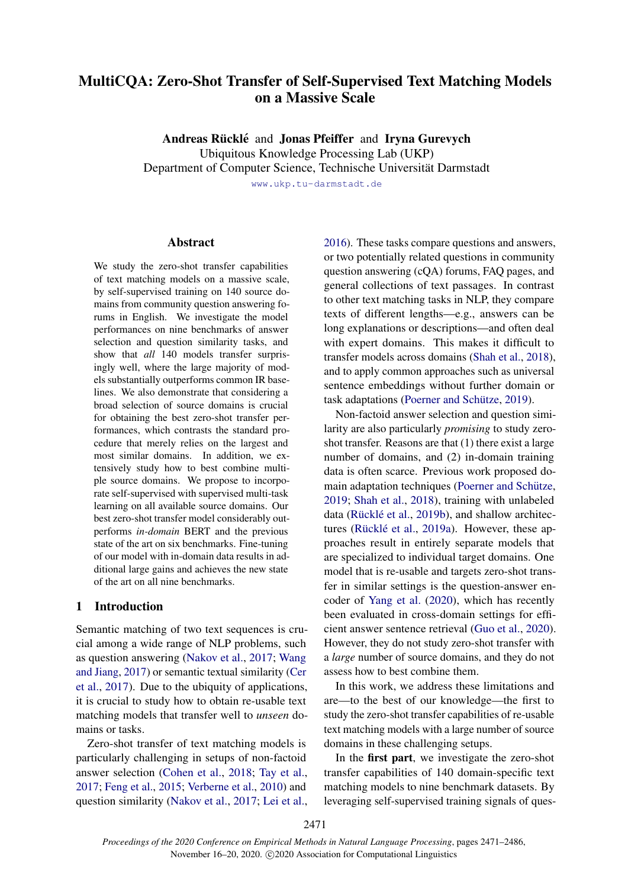# MultiCQA: Zero-Shot Transfer of Self-Supervised Text Matching Models on a Massive Scale

**Andreas Rücklé** and **Jonas Pfeiffer** and **Iryna Gurevych**
Ubiquitous Knowledge Processing Lab (UKP)
Department of Computer Science, Technische Universität Darmstadt
www.ukp.tu-darmstadt.de

## Abstract

We study the zero-shot transfer capabilities of text matching models on a massive scale, by self-supervised training on 140 source domains from community question answering forums in English. We investigate the model performances on nine benchmarks of answer selection and question similarity tasks, and show that *all* 140 models transfer surprisingly well, where the large majority of models substantially outperforms common IR baselines. We also demonstrate that considering a broad selection of source domains is crucial for obtaining the best zero-shot transfer performances, which contrasts the standard procedure that merely relies on the largest and most similar domains. In addition, we extensively study how to best combine multiple source domains. We propose to incorporate self-supervised with supervised multi-task learning on all available source domains. Our best zero-shot transfer model considerably outperforms *in-domain* BERT and the previous state of the art on six benchmarks. Fine-tuning of our model with in-domain data results in additional large gains and achieves the new state of the art on all nine benchmarks.

## 1 Introduction

Semantic matching of two text sequences is crucial among a wide range of NLP problems, such as question answering (Nakov et al., 2017; Wang and Jiang, 2017) or semantic textual similarity (Cer et al., 2017). Due to the ubiquity of applications, it is crucial to study how to obtain re-usable text matching models that transfer well to *unseen* domains or tasks.

Zero-shot transfer of text matching models is particularly challenging in setups of non-factoid answer selection (Cohen et al., 2018; Tay et al., 2017; Feng et al., 2015; Verberne et al., 2010) and question similarity (Nakov et al., 2017; Lei et al., 2016). These tasks compare questions and answers, or two potentially related questions in community question answering (cQA) forums, FAQ pages, and general collections of text passages. In contrast to other text matching tasks in NLP, they compare texts of different lengths—e.g., answers can be long explanations or descriptions—and often deal with expert domains. This makes it difficult to transfer models across domains (Shah et al., 2018), and to apply common approaches such as universal sentence embeddings without further domain or task adaptations (Poerner and Schütze, 2019).

Non-factoid answer selection and question similarity are also particularly *promising* to study zero-shot transfer. Reasons are that (1) there exist a large number of domains, and (2) in-domain training data is often scarce. Previous work proposed domain adaptation techniques (Poerner and Schütze, 2019; Shah et al., 2018), training with unlabeled data (Rücklé et al., 2019b), and shallow architectures (Rücklé et al., 2019a). However, these approaches result in entirely separate models that are specialized to individual target domains. One model that is re-usable and targets zero-shot transfer in similar settings is the question-answer encoder of Yang et al. (2020), which has recently been evaluated in cross-domain settings for efficient answer sentence retrieval (Guo et al., 2020). However, they do not study zero-shot transfer with a *large* number of source domains, and they do not assess how to best combine them.

In this work, we address these limitations and are—to the best of our knowledge—the first to study the zero-shot transfer capabilities of re-usable text matching models with a large number of source domains in these challenging setups.

In the **first part**, we investigate the zero-shot transfer capabilities of 140 domain-specific text matching models to nine benchmark datasets. By leveraging self-supervised training signals of ques-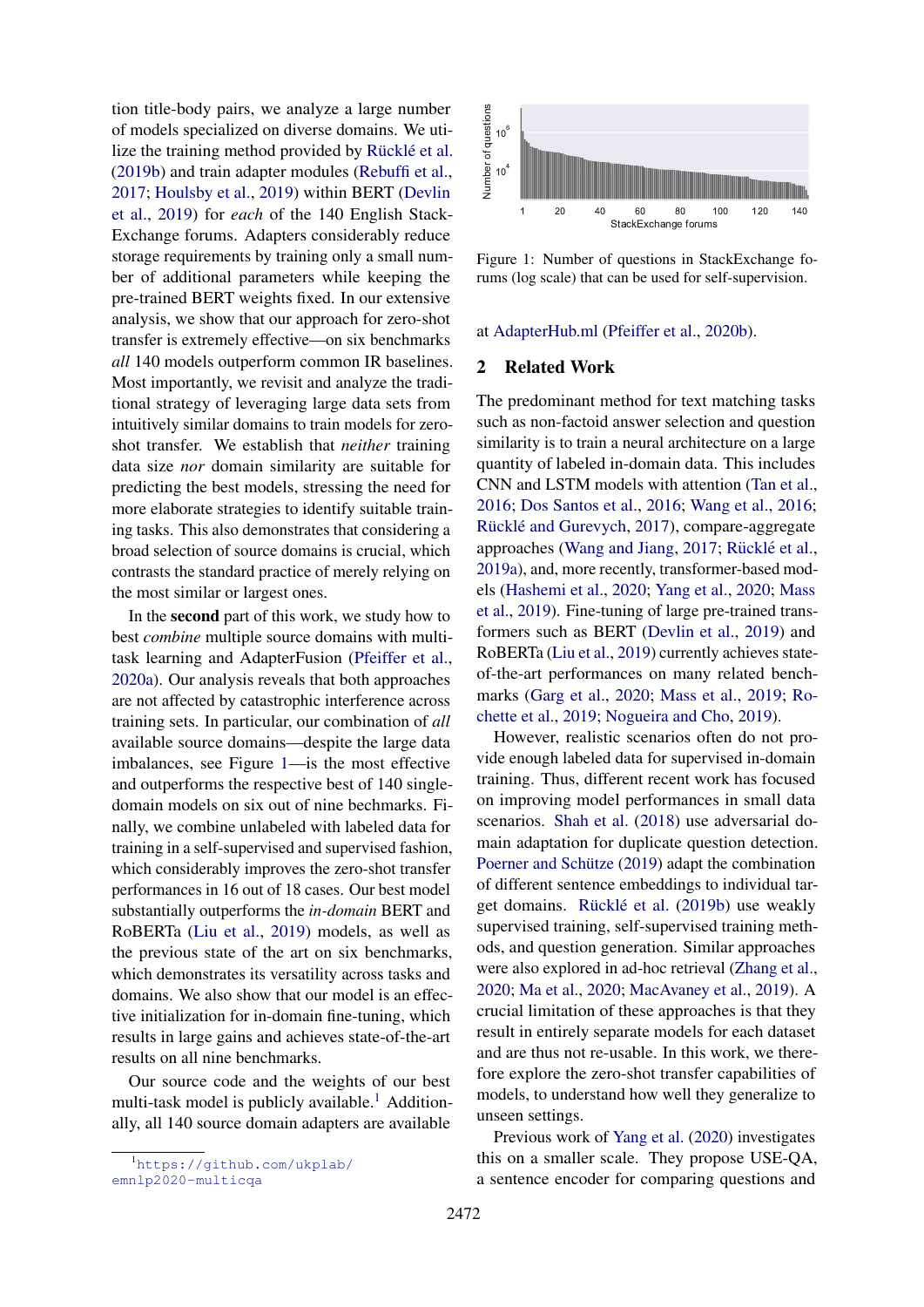tion title-body pairs, we analyze a large number of models specialized on diverse domains. We utilize the training method provided by Rücklé et al. (2019b) and train adapter modules (Rebuffi et al., 2017; Houlsby et al., 2019) within BERT (Devlin et al., 2019) for *each* of the 140 English StackExchange forums. Adapters considerably reduce storage requirements by training only a small number of additional parameters while keeping the pre-trained BERT weights fixed. In our extensive analysis, we show that our approach for zero-shot transfer is extremely effective—on six benchmarks *all* 140 models outperform common IR baselines. Most importantly, we revisit and analyze the traditional strategy of leveraging large data sets from intuitively similar domains to train models for zero-shot transfer. We establish that *neither* training data size *nor* domain similarity are suitable for predicting the best models, stressing the need for more elaborate strategies to identify suitable training tasks. This also demonstrates that considering a broad selection of source domains is crucial, which contrasts the standard practice of merely relying on the most similar or largest ones.

In the **second** part of this work, we study how to best *combine* multiple source domains with multi-task learning and AdapterFusion (Pfeiffer et al., 2020a). Our analysis reveals that both approaches are not affected by catastrophic interference across training sets. In particular, our combination of *all* available source domains—despite the large data imbalances, see Figure 1—is the most effective and outperforms the respective best of 140 single-domain models on six out of nine bechmarks. Finally, we combine unlabeled with labeled data for training in a self-supervised and supervised fashion, which considerably improves the zero-shot transfer performances in 16 out of 18 cases. Our best model substantially outperforms the *in-domain* BERT and RoBERTa (Liu et al., 2019) models, as well as the previous state of the art on six benchmarks, which demonstrates its versatility across tasks and domains. We also show that our model is an effective initialization for in-domain fine-tuning, which results in large gains and achieves state-of-the-art results on all nine benchmarks.

Our source code and the weights of our best multi-task model is publicly available.[1] Additionally, all 140 source domain adapters are available at AdapterHub.ml (Pfeiffer et al., 2020b).

[1] https://github.com/ukplab/emnlp2020-multicqa

Figure 1: Number of questions in StackExchange forums (log scale) that can be used for self-supervision.

## 2 Related Work

The predominant method for text matching tasks such as non-factoid answer selection and question similarity is to train a neural architecture on a large quantity of labeled in-domain data. This includes CNN and LSTM models with attention (Tan et al., 2016; Dos Santos et al., 2016; Wang et al., 2016; Rücklé and Gurevych, 2017), compare-aggregate approaches (Wang and Jiang, 2017; Rücklé et al., 2019a), and, more recently, transformer-based models (Hashemi et al., 2020; Yang et al., 2020; Mass et al., 2019). Fine-tuning of large pre-trained transformers such as BERT (Devlin et al., 2019) and RoBERTa (Liu et al., 2019) currently achieves state-of-the-art performances on many related benchmarks (Garg et al., 2020; Mass et al., 2019; Rochette et al., 2019; Nogueira and Cho, 2019).

However, realistic scenarios often do not provide enough labeled data for supervised in-domain training. Thus, different recent work has focused on improving model performances in small data scenarios. Shah et al. (2018) use adversarial domain adaptation for duplicate question detection. Poerner and Schütze (2019) adapt the combination of different sentence embeddings to individual target domains. Rücklé et al. (2019b) use weakly supervised training, self-supervised training methods, and question generation. Similar approaches were also explored in ad-hoc retrieval (Zhang et al., 2020; Ma et al., 2020; MacAvaney et al., 2019). A crucial limitation of these approaches is that they result in entirely separate models for each dataset and are thus not re-usable. In this work, we therefore explore the zero-shot transfer capabilities of models, to understand how well they generalize to unseen settings.

Previous work of Yang et al. (2020) investigates this on a smaller scale. They propose USE-QA, a sentence encoder for comparing questions and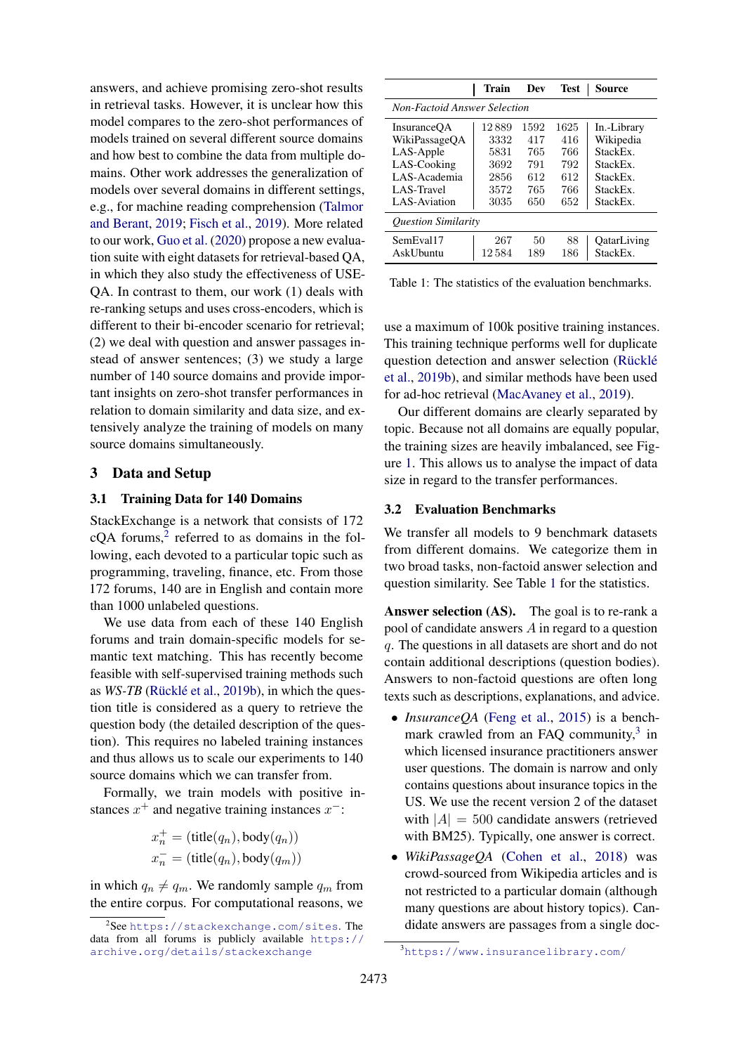answers, and achieve promising zero-shot results in retrieval tasks. However, it is unclear how this model compares to the zero-shot performances of models trained on several different source domains and how best to combine the data from multiple domains. Other work addresses the generalization of models over several domains in different settings, e.g., for machine reading comprehension (Talmor and Berant, 2019; Fisch et al., 2019). More related to our work, Guo et al. (2020) propose a new evaluation suite with eight datasets for retrieval-based QA, in which they also study the effectiveness of USE-QA. In contrast to them, our work (1) deals with re-ranking setups and uses cross-encoders, which is different to their bi-encoder scenario for retrieval; (2) we deal with question and answer passages instead of answer sentences; (3) we study a large number of 140 source domains and provide important insights on zero-shot transfer performances in relation to domain similarity and data size, and extensively analyze the training of models on many source domains simultaneously.

## 3 Data and Setup

### 3.1 Training Data for 140 Domains

StackExchange is a network that consists of 172 cQA forums,[2] referred to as domains in the following, each devoted to a particular topic such as programming, traveling, finance, etc. From those 172 forums, 140 are in English and contain more than 1000 unlabeled questions.

We use data from each of these 140 English forums and train domain-specific models for semantic text matching. This has recently become feasible with self-supervised training methods such as *WS-TB* (Rücklé et al., 2019b), in which the question title is considered as a query to retrieve the question body (the detailed description of the question). This requires no labeled training instances and thus allows us to scale our experiments to 140 source domains which we can transfer from.

Formally, we train models with positive instances $x^+$ and negative training instances $x^-$:

$$x_n^+ = (\text{title}(q_n), \text{body}(q_n))$$
$$x_n^- = (\text{title}(q_n), \text{body}(q_m))$$

in which $q_n \neq q_m$. We randomly sample $q_m$ from the entire corpus. For computational reasons, we use a maximum of 100k positive training instances. This training technique performs well for duplicate question detection and answer selection (Rücklé et al., 2019b), and similar methods have been used for ad-hoc retrieval (MacAvaney et al., 2019).

Our different domains are clearly separated by topic. Because not all domains are equally popular, the training sizes are heavily imbalanced, see Figure 1. This allows us to analyse the impact of data size in regard to the transfer performances.

| | Train | Dev | Test | Source |
|---|---|---|---|---|
| *Non-Factoid Answer Selection* | | | | |
| InsuranceQA | 12 889 | 1592 | 1625 | In.-Library |
| WikiPassageQA | 3332 | 417 | 416 | Wikipedia |
| LAS-Apple | 5831 | 765 | 766 | StackEx. |
| LAS-Cooking | 3692 | 791 | 792 | StackEx. |
| LAS-Academia | 2856 | 612 | 612 | StackEx. |
| LAS-Travel | 3572 | 765 | 766 | StackEx. |
| LAS-Aviation | 3035 | 650 | 652 | StackEx. |
| *Question Similarity* | | | | |
| SemEval17 | 267 | 50 | 88 | QatarLiving |
| AskUbuntu | 12 584 | 189 | 186 | StackEx. |

Table 1: The statistics of the evaluation benchmarks.

### 3.2 Evaluation Benchmarks

We transfer all models to 9 benchmark datasets from different domains. We categorize them in two broad tasks, non-factoid answer selection and question similarity. See Table 1 for the statistics.

**Answer selection (AS).** The goal is to re-rank a pool of candidate answers $A$ in regard to a question $q$. The questions in all datasets are short and do not contain additional descriptions (question bodies). Answers to non-factoid questions are often long texts such as descriptions, explanations, and advice.

- *InsuranceQA* (Feng et al., 2015) is a benchmark crawled from an FAQ community,[3] in which licensed insurance practitioners answer user questions. The domain is narrow and only contains questions about insurance topics in the US. We use the recent version 2 of the dataset with $|A| = 500$ candidate answers (retrieved with BM25). Typically, one answer is correct.
- *WikiPassageQA* (Cohen et al., 2018) was crowd-sourced from Wikipedia articles and is not restricted to a particular domain (although many questions are about history topics). Candidate answers are passages from a single doc-

[2] See https://stackexchange.com/sites. The data from all forums is publicly available https://archive.org/details/stackexchange

[3] https://www.insurancelibrary.com/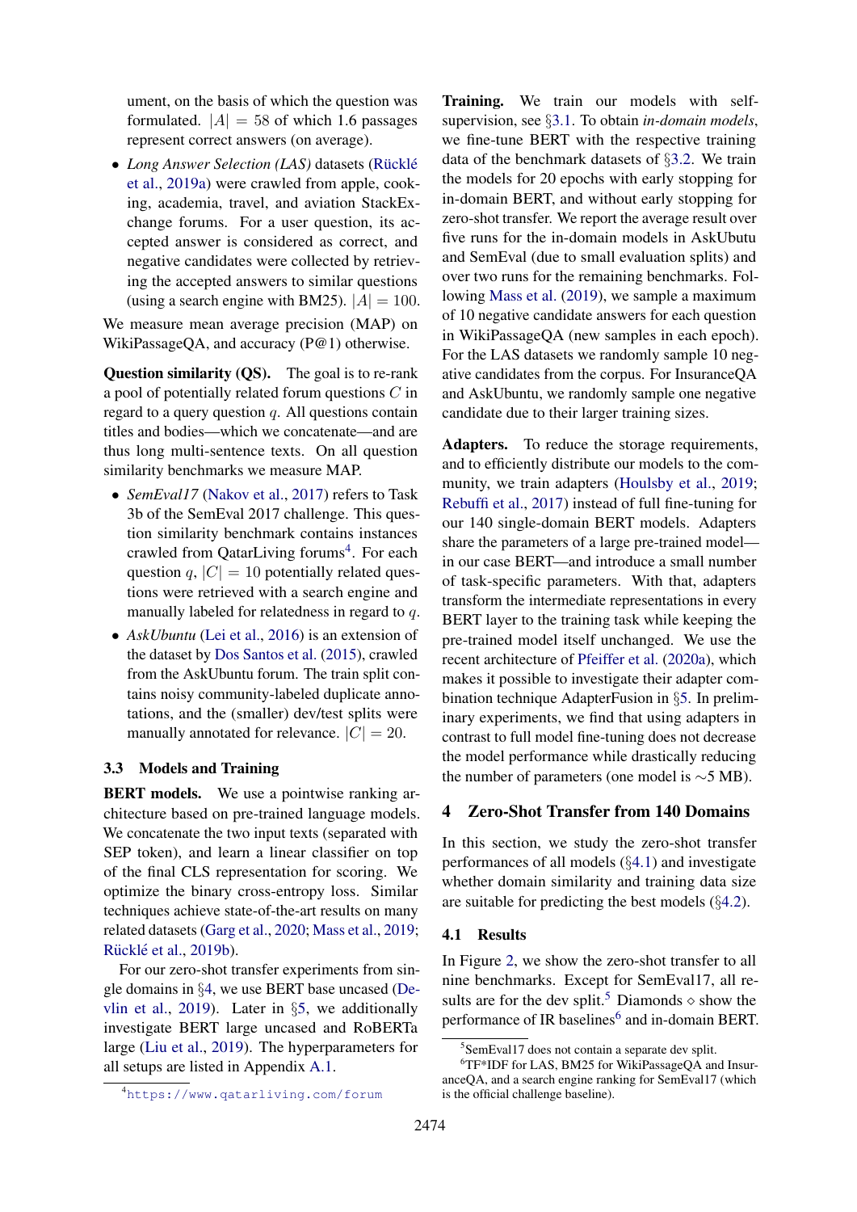ument, on the basis of which the question was formulated. $|A| = 58$ of which 1.6 passages represent correct answers (on average).

- *Long Answer Selection (LAS)* datasets (Rücklé et al., 2019a) were crawled from apple, cooking, academia, travel, and aviation StackExchange forums. For a user question, its accepted answer is considered as correct, and negative candidates were collected by retrieving the accepted answers to similar questions (using a search engine with BM25). $|A| = 100$.

We measure mean average precision (MAP) on WikiPassageQA, and accuracy (P@1) otherwise.

**Question similarity (QS).** The goal is to re-rank a pool of potentially related forum questions $C$ in regard to a query question $q$. All questions contain titles and bodies—which we concatenate—and are thus long multi-sentence texts. On all question similarity benchmarks we measure MAP.

- *SemEval17* (Nakov et al., 2017) refers to Task 3b of the SemEval 2017 challenge. This question similarity benchmark contains instances crawled from QatarLiving forums[4]. For each question $q$, $|C| = 10$ potentially related questions were retrieved with a search engine and manually labeled for relatedness in regard to $q$.
- *AskUbuntu* (Lei et al., 2016) is an extension of the dataset by Dos Santos et al. (2015), crawled from the AskUbuntu forum. The train split contains noisy community-labeled duplicate annotations, and the (smaller) dev/test splits were manually annotated for relevance. $|C| = 20$.

### 3.3 Models and Training

**BERT models.** We use a pointwise ranking architecture based on pre-trained language models. We concatenate the two input texts (separated with SEP token), and learn a linear classifier on top of the final CLS representation for scoring. We optimize the binary cross-entropy loss. Similar techniques achieve state-of-the-art results on many related datasets (Garg et al., 2020; Mass et al., 2019; Rücklé et al., 2019b).

For our zero-shot transfer experiments from single domains in §4, we use BERT base uncased (Devlin et al., 2019). Later in §5, we additionally investigate BERT large uncased and RoBERTa large (Liu et al., 2019). The hyperparameters for all setups are listed in Appendix A.1.

[4] https://www.qatarliving.com/forum

**Training.** We train our models with self-supervision, see §3.1. To obtain *in-domain models*, we fine-tune BERT with the respective training data of the benchmark datasets of §3.2. We train the models for 20 epochs with early stopping for in-domain BERT, and without early stopping for zero-shot transfer. We report the average result over five runs for the in-domain models in AskUbutu and SemEval (due to small evaluation splits) and over two runs for the remaining benchmarks. Following Mass et al. (2019), we sample a maximum of 10 negative candidate answers for each question in WikiPassageQA (new samples in each epoch). For the LAS datasets we randomly sample 10 negative candidates from the corpus. For InsuranceQA and AskUbuntu, we randomly sample one negative candidate due to their larger training sizes.

**Adapters.** To reduce the storage requirements, and to efficiently distribute our models to the community, we train adapters (Houlsby et al., 2019; Rebuffi et al., 2017) instead of full fine-tuning for our 140 single-domain BERT models. Adapters share the parameters of a large pre-trained model—in our case BERT—and introduce a small number of task-specific parameters. With that, adapters transform the intermediate representations in every BERT layer to the training task while keeping the pre-trained model itself unchanged. We use the recent architecture of Pfeiffer et al. (2020a), which makes it possible to investigate their adapter combination technique AdapterFusion in §5. In preliminary experiments, we find that using adapters in contrast to full model fine-tuning does not decrease the model performance while drastically reducing the number of parameters (one model is ∼5 MB).

## 4 Zero-Shot Transfer from 140 Domains

In this section, we study the zero-shot transfer performances of all models (§4.1) and investigate whether domain similarity and training data size are suitable for predicting the best models (§4.2).

### 4.1 Results

In Figure 2, we show the zero-shot transfer to all nine benchmarks. Except for SemEval17, all results are for the dev split.[5] Diamonds ⋄ show the performance of IR baselines[6] and in-domain BERT.

[5] SemEval17 does not contain a separate dev split.

[6] TF*IDF for LAS, BM25 for WikiPassageQA and InsuranceQA, and a search engine ranking for SemEval17 (which is the official challenge baseline).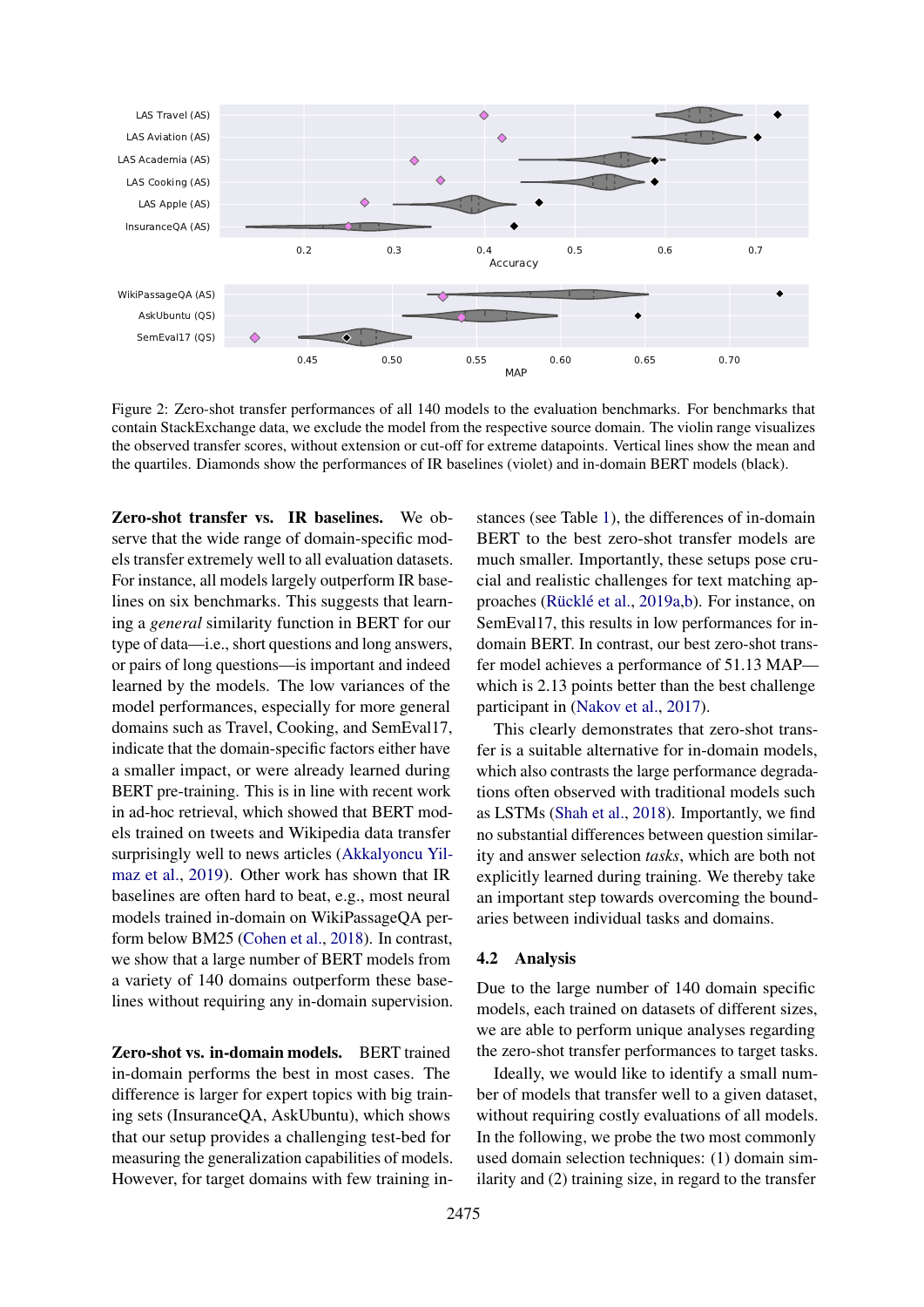Figure 2: Zero-shot transfer performances of all 140 models to the evaluation benchmarks. For benchmarks that contain StackExchange data, we exclude the model from the respective source domain. The violin range visualizes the observed transfer scores, without extension or cut-off for extreme datapoints. Vertical lines show the mean and the quartiles. Diamonds show the performances of IR baselines (violet) and in-domain BERT models (black).

**Zero-shot transfer vs. IR baselines.** We observe that the wide range of domain-specific models transfer extremely well to all evaluation datasets. For instance, all models largely outperform IR baselines on six benchmarks. This suggests that learning a *general* similarity function in BERT for our type of data—i.e., short questions and long answers, or pairs of long questions—is important and indeed learned by the models. The low variances of the model performances, especially for more general domains such as Travel, Cooking, and SemEval17, indicate that the domain-specific factors either have a smaller impact, or were already learned during BERT pre-training. This is in line with recent work in ad-hoc retrieval, which showed that BERT models trained on tweets and Wikipedia data transfer surprisingly well to news articles (Akkalyoncu Yilmaz et al., 2019). Other work has shown that IR baselines are often hard to beat, e.g., most neural models trained in-domain on WikiPassageQA perform below BM25 (Cohen et al., 2018). In contrast, we show that a large number of BERT models from a variety of 140 domains outperform these baselines without requiring any in-domain supervision.

**Zero-shot vs. in-domain models.** BERT trained in-domain performs the best in most cases. The difference is larger for expert topics with big training sets (InsuranceQA, AskUbuntu), which shows that our setup provides a challenging test-bed for measuring the generalization capabilities of models. However, for target domains with few training instances (see Table 1), the differences of in-domain BERT to the best zero-shot transfer models are much smaller. Importantly, these setups pose crucial and realistic challenges for text matching approaches (Rücklé et al., 2019a,b). For instance, on SemEval17, this results in low performances for in-domain BERT. In contrast, our best zero-shot transfer model achieves a performance of 51.13 MAP—which is 2.13 points better than the best challenge participant in (Nakov et al., 2017).

This clearly demonstrates that zero-shot transfer is a suitable alternative for in-domain models, which also contrasts the large performance degradations often observed with traditional models such as LSTMs (Shah et al., 2018). Importantly, we find no substantial differences between question similarity and answer selection *tasks*, which are both not explicitly learned during training. We thereby take an important step towards overcoming the boundaries between individual tasks and domains.

### 4.2 Analysis

Due to the large number of 140 domain specific models, each trained on datasets of different sizes, we are able to perform unique analyses regarding the zero-shot transfer performances to target tasks.

Ideally, we would like to identify a small number of models that transfer well to a given dataset, without requiring costly evaluations of all models. In the following, we probe the two most commonly used domain selection techniques: (1) domain similarity and (2) training size, in regard to the transfer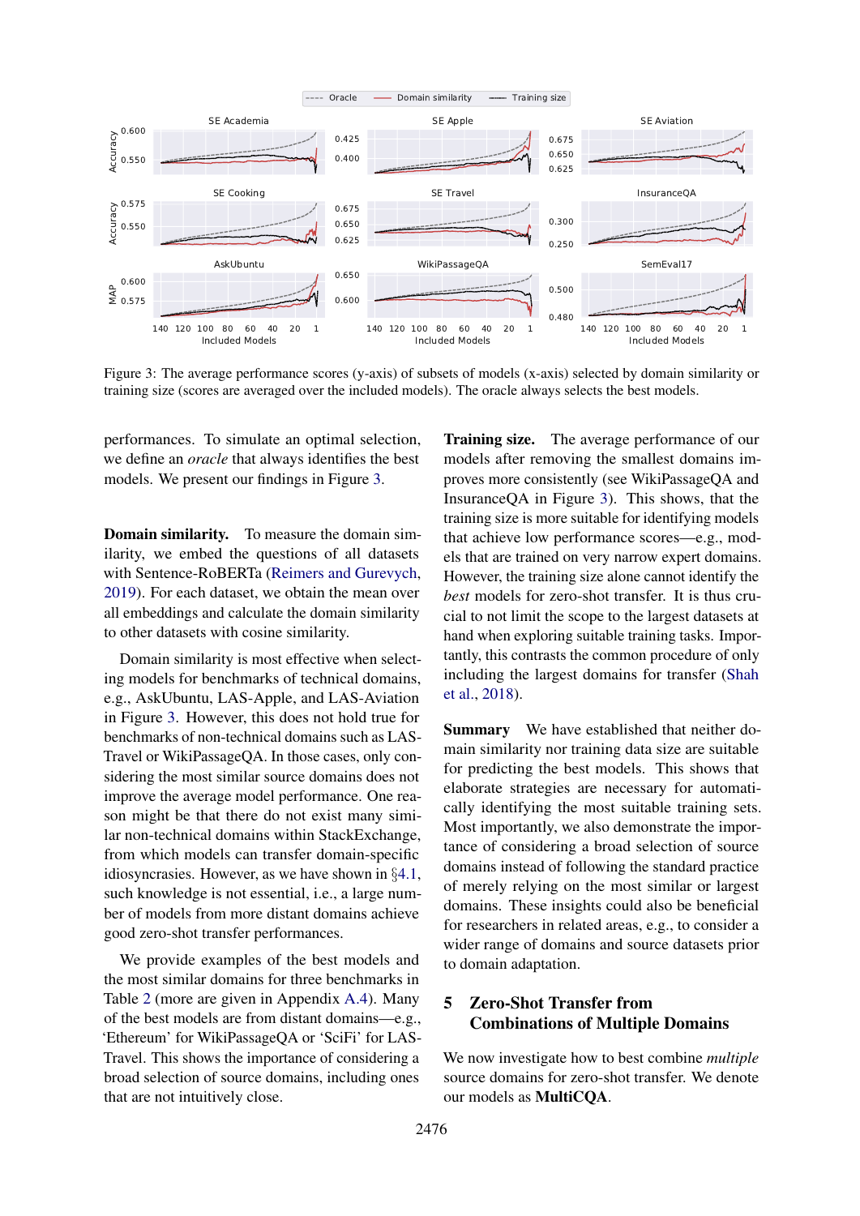Figure 3: The average performance scores (y-axis) of subsets of models (x-axis) selected by domain similarity or training size (scores are averaged over the included models). The oracle always selects the best models.

performances. To simulate an optimal selection, we define an *oracle* that always identifies the best models. We present our findings in Figure 3.

**Domain similarity.** To measure the domain similarity, we embed the questions of all datasets with Sentence-RoBERTa (Reimers and Gurevych, 2019). For each dataset, we obtain the mean over all embeddings and calculate the domain similarity to other datasets with cosine similarity.

Domain similarity is most effective when selecting models for benchmarks of technical domains, e.g., AskUbuntu, LAS-Apple, and LAS-Aviation in Figure 3. However, this does not hold true for benchmarks of non-technical domains such as LAS-Travel or WikiPassageQA. In those cases, only considering the most similar source domains does not improve the average model performance. One reason might be that there do not exist many similar non-technical domains within StackExchange, from which models can transfer domain-specific idiosyncrasies. However, as we have shown in §4.1, such knowledge is not essential, i.e., a large number of models from more distant domains achieve good zero-shot transfer performances.

We provide examples of the best models and the most similar domains for three benchmarks in Table 2 (more are given in Appendix A.4). Many of the best models are from distant domains—e.g., 'Ethereum' for WikiPassageQA or 'SciFi' for LAS-Travel. This shows the importance of considering a broad selection of source domains, including ones that are not intuitively close.

**Training size.** The average performance of our models after removing the smallest domains improves more consistently (see WikiPassageQA and InsuranceQA in Figure 3). This shows, that the training size is more suitable for identifying models that achieve low performance scores—e.g., models that are trained on very narrow expert domains. However, the training size alone cannot identify the *best* models for zero-shot transfer. It is thus crucial to not limit the scope to the largest datasets at hand when exploring suitable training tasks. Importantly, this contrasts the common procedure of only including the largest domains for transfer (Shah et al., 2018).

**Summary** We have established that neither domain similarity nor training data size are suitable for predicting the best models. This shows that elaborate strategies are necessary for automatically identifying the most suitable training sets. Most importantly, we also demonstrate the importance of considering a broad selection of source domains instead of following the standard practice of merely relying on the most similar or largest domains. These insights could also be beneficial for researchers in related areas, e.g., to consider a wider range of domains and source datasets prior to domain adaptation.

## 5 Zero-Shot Transfer from Combinations of Multiple Domains

We now investigate how to best combine *multiple* source domains for zero-shot transfer. We denote our models as **MultiCQA**.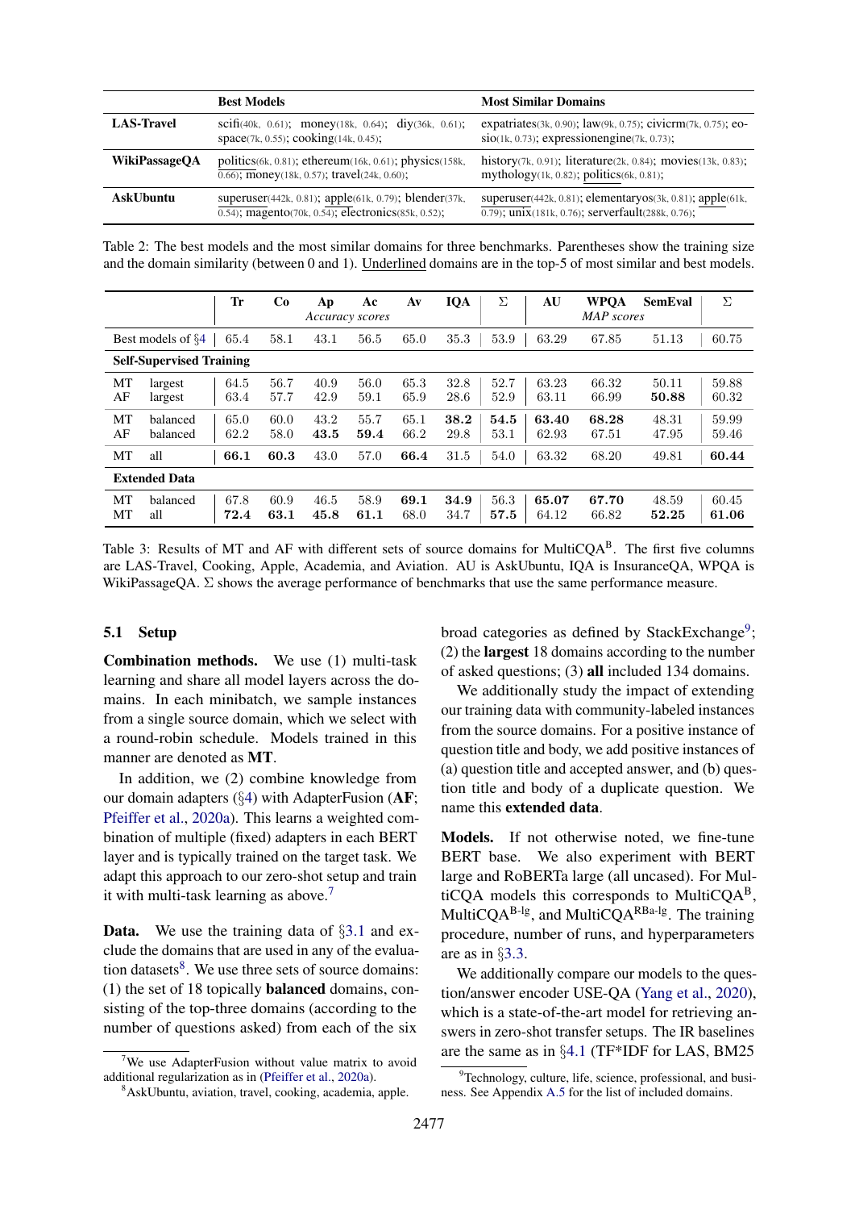| | Best Models | Most Similar Domains |
|---|---|---|
| **LAS-Travel** | scifi(40k, 0.61); money(18k, 0.64); diy(36k, 0.61); space(7k, 0.55); cooking(14k, 0.45); | expatriates(3k, 0.90); law(9k, 0.75); civicrm(7k, 0.75); eosio(1k, 0.73); expressionengine(7k, 0.73); |
| **WikiPassageQA** | politics(6k, 0.81); ethereum(16k, 0.61); physics(158k, 0.66); money(18k, 0.57); travel(24k, 0.60); | history(7k, 0.91); literature(2k, 0.84); movies(13k, 0.83); mythology(1k, 0.82); politics(6k, 0.81); |
| **AskUbuntu** | superuser(442k, 0.81); apple(61k, 0.79); blender(37k, 0.54); magento(70k, 0.54); electronics(85k, 0.52); | superuser(442k, 0.81); elementaryos(3k, 0.81); apple(61k, 0.79); unix(181k, 0.76); serverfault(288k, 0.76); |

Table 2: The best models and the most similar domains for three benchmarks. Parentheses show the training size and the domain similarity (between 0 and 1). Underlined domains are in the top-5 of most similar and best models.

| | | Tr | Co | Ap | Ac | Av | IQA | Σ | AU | WPQA | SemEval | Σ |
|---|---|---|---|---|---|---|---|---|---|---|---|---|
| | | *Accuracy scores* | | | | | | | *MAP scores* | | | |
| Best models of §4 | | 65.4 | 58.1 | 43.1 | 56.5 | 65.0 | 35.3 | 53.9 | 63.29 | 67.85 | 51.13 | 60.75 |
| **Self-Supervised Training** | | | | | | | | | | | | |
| MT | largest | 64.5 | 56.7 | 40.9 | 56.0 | 65.3 | 32.8 | 52.7 | 63.23 | 66.32 | 50.11 | 59.88 |
| AF | largest | 63.4 | 57.7 | 42.9 | 59.1 | 65.9 | 28.6 | 52.9 | 63.11 | 66.99 | **50.88** | 60.32 |
| MT | balanced | 65.0 | 60.0 | 43.2 | 55.7 | 65.1 | **38.2** | **54.5** | **63.40** | **68.28** | 48.31 | 59.99 |
| AF | balanced | 62.2 | 58.0 | **43.5** | **59.4** | 66.2 | 29.8 | 53.1 | 62.93 | 67.51 | 47.95 | 59.46 |
| MT | all | **66.1** | **60.3** | 43.0 | 57.0 | **66.4** | 31.5 | 54.0 | 63.32 | 68.20 | 49.81 | **60.44** |
| **Extended Data** | | | | | | | | | | | | |
| MT | balanced | 67.8 | 60.9 | 46.5 | 58.9 | **69.1** | **34.9** | 56.3 | **65.07** | **67.70** | 48.59 | 60.45 |
| MT | all | **72.4** | **63.1** | **45.8** | **61.1** | 68.0 | 34.7 | **57.5** | 64.12 | 66.82 | **52.25** | **61.06** |

Table 3: Results of MT and AF with different sets of source domains for MultiCQA$^{B}$. The first five columns are LAS-Travel, Cooking, Apple, Academia, and Aviation. AU is AskUbuntu, IQA is InsuranceQA, WPQA is WikiPassageQA. Σ shows the average performance of benchmarks that use the same performance measure.

### 5.1 Setup

**Combination methods.** We use (1) multi-task learning and share all model layers across the domains. In each minibatch, we sample instances from a single source domain, which we select with a round-robin schedule. Models trained in this manner are denoted as **MT**.

In addition, we (2) combine knowledge from our domain adapters (§4) with AdapterFusion (**AF**; Pfeiffer et al., 2020a). This learns a weighted combination of multiple (fixed) adapters in each BERT layer and is typically trained on the target task. We adapt this approach to our zero-shot setup and train it with multi-task learning as above.[7]

**Data.** We use the training data of §3.1 and exclude the domains that are used in any of the evaluation datasets[8]. We use three sets of source domains: (1) the set of 18 topically **balanced** domains, consisting of the top-three domains (according to the number of questions asked) from each of the six broad categories as defined by StackExchange[9]; (2) the **largest** 18 domains according to the number of asked questions; (3) **all** included 134 domains.

We additionally study the impact of extending our training data with community-labeled instances from the source domains. For a positive instance of question title and body, we add positive instances of (a) question title and accepted answer, and (b) question title and body of a duplicate question. We name this **extended data**.

**Models.** If not otherwise noted, we fine-tune BERT base. We also experiment with BERT large and RoBERTa large (all uncased). For MultiCQA models this corresponds to MultiCQA$^{B}$, MultiCQA$^{B\text{-}lg}$, and MultiCQA$^{RBa\text{-}lg}$. The training procedure, number of runs, and hyperparameters are as in §3.3.

We additionally compare our models to the question/answer encoder USE-QA (Yang et al., 2020), which is a state-of-the-art model for retrieving answers in zero-shot transfer setups. The IR baselines are the same as in §4.1 (TF*IDF for LAS, BM25

[7] We use AdapterFusion without value matrix to avoid additional regularization as in (Pfeiffer et al., 2020a).

[8] AskUbuntu, aviation, travel, cooking, academia, apple.

[9] Technology, culture, life, science, professional, and business. See Appendix A.5 for the list of included domains.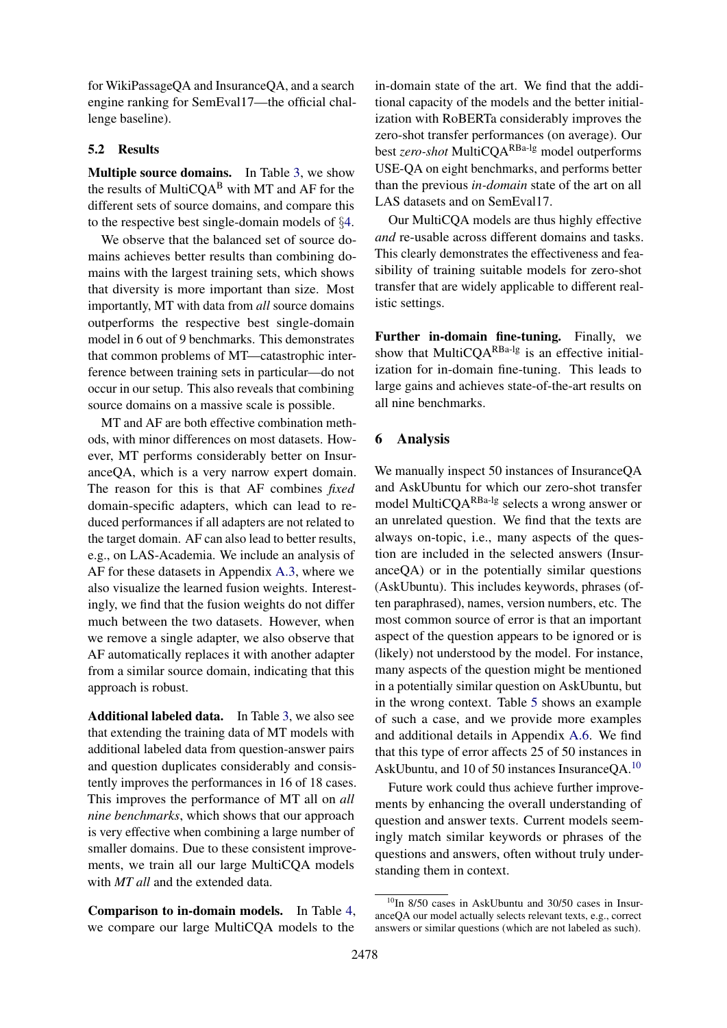for WikiPassageQA and InsuranceQA, and a search engine ranking for SemEval17—the official challenge baseline).

### 5.2 Results

**Multiple source domains.** In Table 3, we show the results of MultiCQA$^{\text{B}}$ with MT and AF for the different sets of source domains, and compare this to the respective best single-domain models of §4.

We observe that the balanced set of source domains achieves better results than combining domains with the largest training sets, which shows that diversity is more important than size. Most importantly, MT with data from *all* source domains outperforms the respective best single-domain model in 6 out of 9 benchmarks. This demonstrates that common problems of MT—catastrophic interference between training sets in particular—do not occur in our setup. This also reveals that combining source domains on a massive scale is possible.

MT and AF are both effective combination methods, with minor differences on most datasets. However, MT performs considerably better on InsuranceQA, which is a very narrow expert domain. The reason for this is that AF combines *fixed* domain-specific adapters, which can lead to reduced performances if all adapters are not related to the target domain. AF can also lead to better results, e.g., on LAS-Academia. We include an analysis of AF for these datasets in Appendix A.3, where we also visualize the learned fusion weights. Interestingly, we find that the fusion weights do not differ much between the two datasets. However, when we remove a single adapter, we also observe that AF automatically replaces it with another adapter from a similar source domain, indicating that this approach is robust.

**Additional labeled data.** In Table 3, we also see that extending the training data of MT models with additional labeled data from question-answer pairs and question duplicates considerably and consistently improves the performances in 16 of 18 cases. This improves the performance of MT all on *all nine benchmarks*, which shows that our approach is very effective when combining a large number of smaller domains. Due to these consistent improvements, we train all our large MultiCQA models with *MT all* and the extended data.

**Comparison to in-domain models.** In Table 4, we compare our large MultiCQA models to the in-domain state of the art. We find that the additional capacity of the models and the better initialization with RoBERTa considerably improves the zero-shot transfer performances (on average). Our best *zero-shot* MultiCQA$^{\text{RBa-lg}}$ model outperforms USE-QA on eight benchmarks, and performs better than the previous *in-domain* state of the art on all LAS datasets and on SemEval17.

Our MultiCQA models are thus highly effective *and* re-usable across different domains and tasks. This clearly demonstrates the effectiveness and feasibility of training suitable models for zero-shot transfer that are widely applicable to different realistic settings.

**Further in-domain fine-tuning.** Finally, we show that MultiCQA$^{\text{RBa-lg}}$ is an effective initialization for in-domain fine-tuning. This leads to large gains and achieves state-of-the-art results on all nine benchmarks.

## 6 Analysis

We manually inspect 50 instances of InsuranceQA and AskUbuntu for which our zero-shot transfer model MultiCQA$^{\text{RBa-lg}}$ selects a wrong answer or an unrelated question. We find that the texts are always on-topic, i.e., many aspects of the question are included in the selected answers (InsuranceQA) or in the potentially similar questions (AskUbuntu). This includes keywords, phrases (often paraphrased), names, version numbers, etc. The most common source of error is that an important aspect of the question appears to be ignored or is (likely) not understood by the model. For instance, many aspects of the question might be mentioned in a potentially similar question on AskUbuntu, but in the wrong context. Table 5 shows an example of such a case, and we provide more examples and additional details in Appendix A.6. We find that this type of error affects 25 of 50 instances in AskUbuntu, and 10 of 50 instances InsuranceQA.[10]

Future work could thus achieve further improvements by enhancing the overall understanding of question and answer texts. Current models seemingly match similar keywords or phrases of the questions and answers, often without truly understanding them in context.

[10] In 8/50 cases in AskUbuntu and 30/50 cases in InsuranceQA our model actually selects relevant texts, e.g., correct answers or similar questions (which are not labeled as such).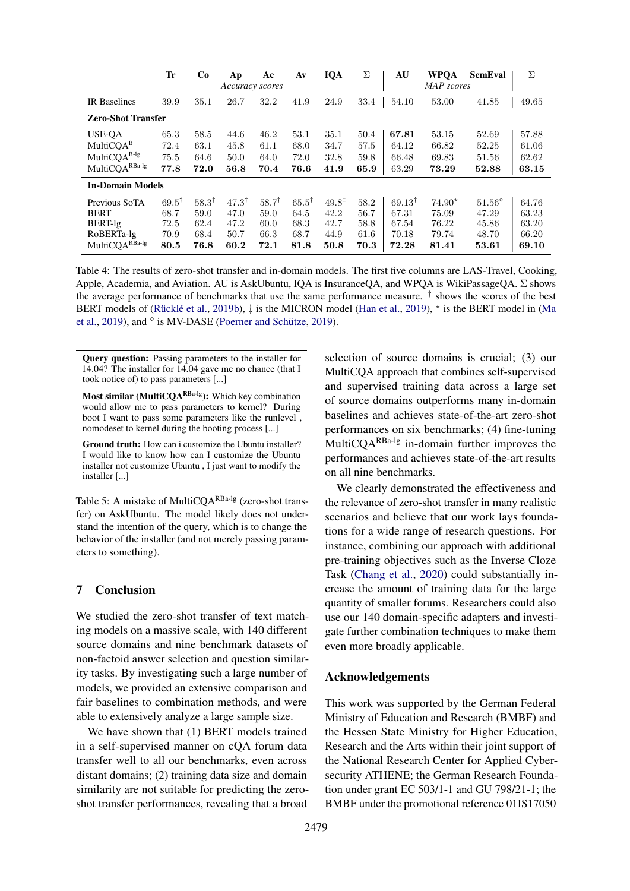| | Tr | Co | Ap | Ac | Av | IQA | Σ | AU | WPQA | SemEval | Σ |
|---|---|---|---|---|---|---|---|---|---|---|---|
| | | | *Accuracy scores* | | | | | | *MAP scores* | | |
| IR Baselines | 39.9 | 35.1 | 26.7 | 32.2 | 41.9 | 24.9 | 33.4 | 54.10 | 53.00 | 41.85 | 49.65 |
| **Zero-Shot Transfer** | | | | | | | | | | | |
| USE-QA | 65.3 | 58.5 | 44.6 | 46.2 | 53.1 | 35.1 | 50.4 | **67.81** | 53.15 | 52.69 | 57.88 |
| MultiCQA$^{B}$ | 72.4 | 63.1 | 45.8 | 61.1 | 68.0 | 34.7 | 57.5 | 64.12 | 66.82 | 52.25 | 61.06 |
| MultiCQA$^{B\text{-}lg}$ | 75.5 | 64.6 | 50.0 | 64.0 | 72.0 | 32.8 | 59.8 | 66.48 | 69.83 | 51.56 | 62.62 |
| MultiCQA$^{RBa\text{-}lg}$ | **77.8** | **72.0** | **56.8** | **70.4** | **76.6** | **41.9** | **65.9** | 63.29 | **73.29** | **52.88** | **63.15** |
| **In-Domain Models** | | | | | | | | | | | |
| Previous SoTA | 69.5† | 58.3† | 47.3† | 58.7† | 65.5† | 49.8‡ | 58.2 | 69.13† | 74.90⋆ | 51.56⋄ | 64.76 |
| BERT | 68.7 | 59.0 | 47.0 | 59.0 | 64.5 | 42.2 | 56.7 | 67.31 | 75.09 | 47.29 | 63.23 |
| BERT-lg | 72.5 | 62.4 | 47.2 | 60.0 | 68.3 | 42.7 | 58.8 | 67.54 | 76.22 | 45.86 | 63.20 |
| RoBERTa-lg | 70.9 | 68.4 | 50.7 | 66.3 | 68.7 | 44.9 | 61.6 | 70.18 | 79.74 | 48.70 | 66.20 |
| MultiCQA$^{RBa\text{-}lg}$ | **80.5** | **76.8** | **60.2** | **72.1** | **81.8** | **50.8** | **70.3** | **72.28** | **81.41** | **53.61** | **69.10** |

Table 4: The results of zero-shot transfer and in-domain models. The first five columns are LAS-Travel, Cooking, Apple, Academia, and Aviation. AU is AskUbuntu, IQA is InsuranceQA, and WPQA is WikiPassageQA. Σ shows the average performance of benchmarks that use the same performance measure. † shows the scores of the best BERT models of (Rücklé et al., 2019b), ‡ is the MICRON model (Han et al., 2019), ⋆ is the BERT model in (Ma et al., 2019), and ⋄ is MV-DASE (Poerner and Schütze, 2019).

| |
|---|
| **Query question:** Passing parameters to the installer for 14.04? The installer for 14.04 gave me no chance (that I took notice of) to pass parameters [...] |
| **Most similar (MultiCQA$^{RBa\text{-}lg}$):** Which key combination would allow me to pass parameters to kernel? During boot I want to pass some parameters like the runlevel , nomodeset to kernel during the booting process [...] |
| **Ground truth:** How can i customize the Ubuntu installer? I would like to know how can I customize the Ubuntu installer not customize Ubuntu , I just want to modify the installer [...] |

Table 5: A mistake of MultiCQA$^{RBa\text{-}lg}$ (zero-shot transfer) on AskUbuntu. The model likely does not understand the intention of the query, which is to change the behavior of the installer (and not merely passing parameters to something).

## 7 Conclusion

We studied the zero-shot transfer of text matching models on a massive scale, with 140 different source domains and nine benchmark datasets of non-factoid answer selection and question similarity tasks. By investigating such a large number of models, we provided an extensive comparison and fair baselines to combination methods, and were able to extensively analyze a large sample size.

We have shown that (1) BERT models trained in a self-supervised manner on cQA forum data transfer well to all our benchmarks, even across distant domains; (2) training data size and domain similarity are not suitable for predicting the zero-shot transfer performances, revealing that a broad selection of source domains is crucial; (3) our MultiCQA approach that combines self-supervised and supervised training data across a large set of source domains outperforms many in-domain baselines and achieves state-of-the-art zero-shot performances on six benchmarks; (4) fine-tuning MultiCQA$^{RBa\text{-}lg}$ in-domain further improves the performances and achieves state-of-the-art results on all nine benchmarks.

We clearly demonstrated the effectiveness and the relevance of zero-shot transfer in many realistic scenarios and believe that our work lays foundations for a wide range of research questions. For instance, combining our approach with additional pre-training objectives such as the Inverse Cloze Task (Chang et al., 2020) could substantially increase the amount of training data for the large quantity of smaller forums. Researchers could also use our 140 domain-specific adapters and investigate further combination techniques to make them even more broadly applicable.

## Acknowledgements

This work was supported by the German Federal Ministry of Education and Research (BMBF) and the Hessen State Ministry for Higher Education, Research and the Arts within their joint support of the National Research Center for Applied Cybersecurity ATHENE; the German Research Foundation under grant EC 503/1-1 and GU 798/21-1; the BMBF under the promotional reference 01IS17050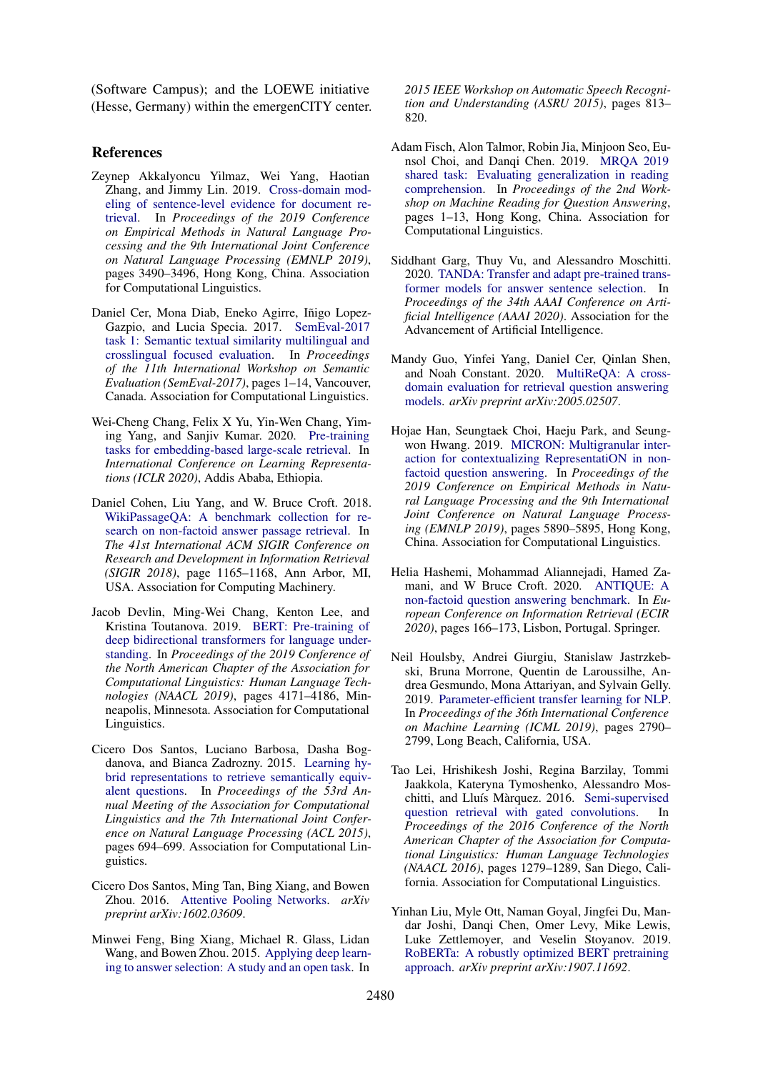(Software Campus); and the LOEWE initiative (Hesse, Germany) within the emergenCITY center.

## References

Zeynep Akkalyoncu Yilmaz, Wei Yang, Haotian Zhang, and Jimmy Lin. 2019. Cross-domain modeling of sentence-level evidence for document retrieval. In *Proceedings of the 2019 Conference on Empirical Methods in Natural Language Processing and the 9th International Joint Conference on Natural Language Processing (EMNLP 2019)*, pages 3490–3496, Hong Kong, China. Association for Computational Linguistics.

Daniel Cer, Mona Diab, Eneko Agirre, Iñigo Lopez-Gazpio, and Lucia Specia. 2017. SemEval-2017 task 1: Semantic textual similarity multilingual and crosslingual focused evaluation. In *Proceedings of the 11th International Workshop on Semantic Evaluation (SemEval-2017)*, pages 1–14, Vancouver, Canada. Association for Computational Linguistics.

Wei-Cheng Chang, Felix X Yu, Yin-Wen Chang, Yiming Yang, and Sanjiv Kumar. 2020. Pre-training tasks for embedding-based large-scale retrieval. In *International Conference on Learning Representations (ICLR 2020)*, Addis Ababa, Ethiopia.

Daniel Cohen, Liu Yang, and W. Bruce Croft. 2018. WikiPassageQA: A benchmark collection for research on non-factoid answer passage retrieval. In *The 41st International ACM SIGIR Conference on Research and Development in Information Retrieval (SIGIR 2018)*, page 1165–1168, Ann Arbor, MI, USA. Association for Computing Machinery.

Jacob Devlin, Ming-Wei Chang, Kenton Lee, and Kristina Toutanova. 2019. BERT: Pre-training of deep bidirectional transformers for language understanding. In *Proceedings of the 2019 Conference of the North American Chapter of the Association for Computational Linguistics: Human Language Technologies (NAACL 2019)*, pages 4171–4186, Minneapolis, Minnesota. Association for Computational Linguistics.

Cicero Dos Santos, Luciano Barbosa, Dasha Bogdanova, and Bianca Zadrozny. 2015. Learning hybrid representations to retrieve semantically equivalent questions. In *Proceedings of the 53rd Annual Meeting of the Association for Computational Linguistics and the 7th International Conference on Natural Language Processing (ACL 2015)*, pages 694–699. Association for Computational Linguistics.

Cicero Dos Santos, Ming Tan, Bing Xiang, and Bowen Zhou. 2016. Attentive Pooling Networks. *arXiv preprint arXiv:1602.03609*.

Minwei Feng, Bing Xiang, Michael R. Glass, Lidan Wang, and Bowen Zhou. 2015. Applying deep learning to answer selection: A study and an open task. In *2015 IEEE Workshop on Automatic Speech Recognition and Understanding (ASRU 2015)*, pages 813–820.

Adam Fisch, Alon Talmor, Robin Jia, Minjoon Seo, Eunsol Choi, and Danqi Chen. 2019. MRQA 2019 shared task: Evaluating generalization in reading comprehension. In *Proceedings of the 2nd Workshop on Machine Reading for Question Answering*, pages 1–13, Hong Kong, China. Association for Computational Linguistics.

Siddhant Garg, Thuy Vu, and Alessandro Moschitti. 2020. TANDA: Transfer and adapt pre-trained transformer models for answer sentence selection. In *Proceedings of the 34th AAAI Conference on Artificial Intelligence (AAAI 2020)*. Association for the Advancement of Artificial Intelligence.

Mandy Guo, Yinfei Yang, Daniel Cer, Qinlan Shen, and Noah Constant. 2020. MultiReQA: A cross-domain evaluation for retrieval question answering models. *arXiv preprint arXiv:2005.02507*.

Hojae Han, Seungtaek Choi, Haeju Park, and Seung-won Hwang. 2019. MICRON: Multigranular interaction for contextualizing RepresentatiON in non-factoid question answering. In *Proceedings of the 2019 Conference on Empirical Methods in Natural Language Processing and the 9th International Joint Conference on Natural Language Processing (EMNLP 2019)*, pages 5890–5895, Hong Kong, China. Association for Computational Linguistics.

Helia Hashemi, Mohammad Aliannejadi, Hamed Zamani, and W Bruce Croft. 2020. ANTIQUE: A non-factoid question answering benchmark. In *European Conference on Information Retrieval (ECIR 2020)*, pages 166–173, Lisbon, Portugal. Springer.

Neil Houlsby, Andrei Giurgiu, Stanislaw Jastrzkebski, Bruna Morrone, Quentin de Laroussilhe, Andrea Gesmundo, Mona Attariyan, and Sylvain Gelly. 2019. Parameter-efficient transfer learning for NLP. In *Proceedings of the 36th International Conference on Machine Learning (ICML 2019)*, pages 2790–2799, Long Beach, California, USA.

Tao Lei, Hrishikesh Joshi, Regina Barzilay, Tommi Jaakkola, Kateryna Tymoshenko, Alessandro Moschitti, and Lluís Màrquez. 2016. Semi-supervised question retrieval with gated convolutions. In *Proceedings of the 2016 Conference of the North American Chapter of the Association for Computational Linguistics: Human Language Technologies (NAACL 2016)*, pages 1279–1289, San Diego, California. Association for Computational Linguistics.

Yinhan Liu, Myle Ott, Naman Goyal, Jingfei Du, Mandar Joshi, Danqi Chen, Omer Levy, Mike Lewis, Luke Zettlemoyer, and Veselin Stoyanov. 2019. RoBERTa: A robustly optimized BERT pretraining approach. *arXiv preprint arXiv:1907.11692*.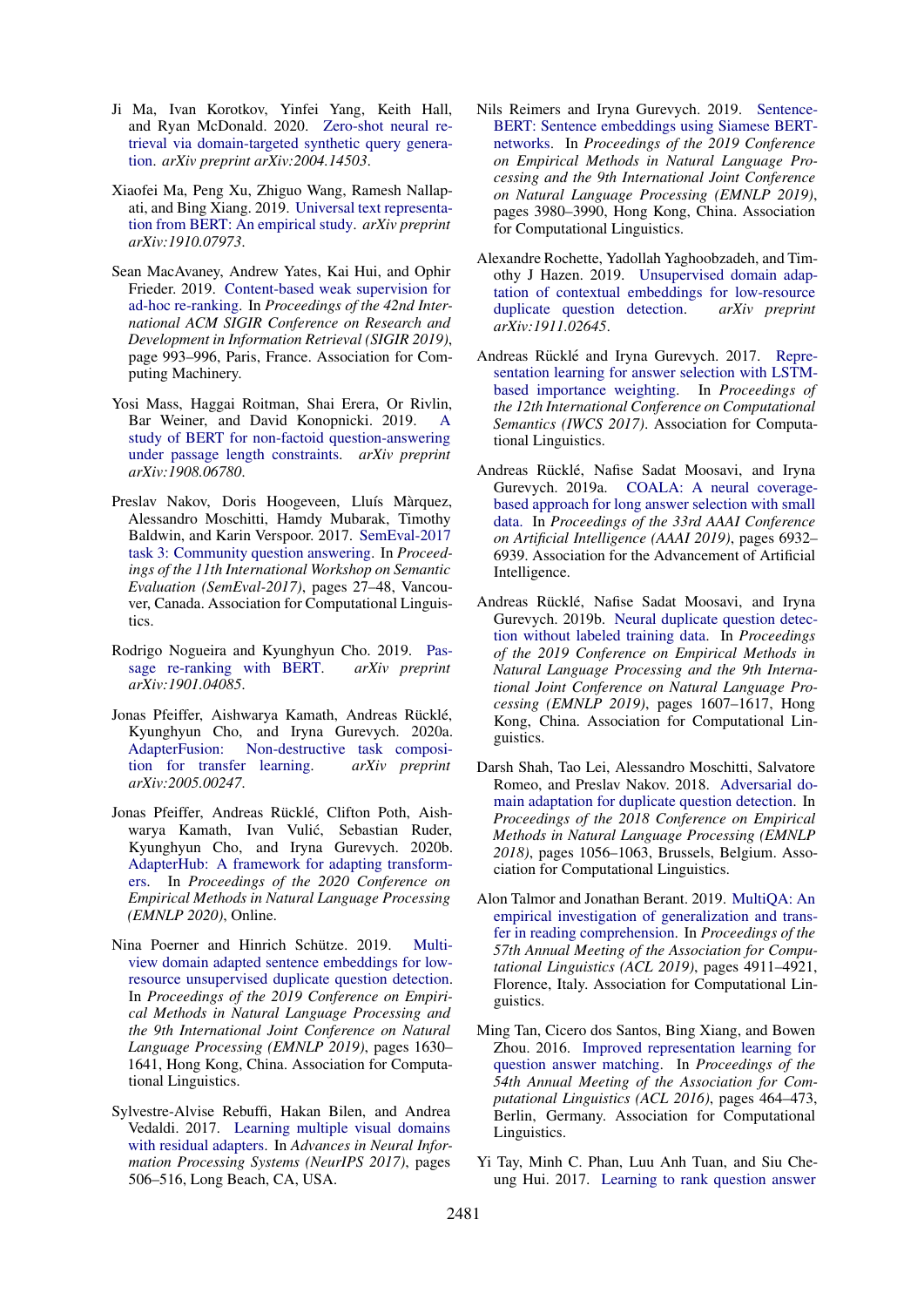Ji Ma, Ivan Korotkov, Yinfei Yang, Keith Hall, and Ryan McDonald. 2020. Zero-shot neural retrieval via domain-targeted synthetic query generation. *arXiv preprint arXiv:2004.14503*.

Xiaofei Ma, Peng Xu, Zhiguo Wang, Ramesh Nallapati, and Bing Xiang. 2019. Universal text representation from BERT: An empirical study. *arXiv preprint arXiv:1910.07973*.

Sean MacAvaney, Andrew Yates, Kai Hui, and Ophir Frieder. 2019. Content-based weak supervision for ad-hoc re-ranking. In *Proceedings of the 42nd International ACM SIGIR Conference on Research and Development in Information Retrieval (SIGIR 2019)*, page 993–996, Paris, France. Association for Computing Machinery.

Yosi Mass, Haggai Roitman, Shai Erera, Or Rivlin, Bar Weiner, and David Konopnicki. 2019. A study of BERT for non-factoid question-answering under passage length constraints. *arXiv preprint arXiv:1908.06780*.

Preslav Nakov, Doris Hoogeveen, Lluís Màrquez, Alessandro Moschitti, Hamdy Mubarak, Timothy Baldwin, and Karin Verspoor. 2017. SemEval-2017 task 3: Community question answering. In *Proceedings of the 11th International Workshop on Semantic Evaluation (SemEval-2017)*, pages 27–48, Vancouver, Canada. Association for Computational Linguistics.

Rodrigo Nogueira and Kyunghyun Cho. 2019. Passage re-ranking with BERT. *arXiv preprint arXiv:1901.04085*.

Jonas Pfeiffer, Aishwarya Kamath, Andreas Rücklé, Kyunghyun Cho, and Iryna Gurevych. 2020a. AdapterFusion: Non-destructive task composition for transfer learning. *arXiv preprint arXiv:2005.00247*.

Jonas Pfeiffer, Andreas Rücklé, Clifton Poth, Aishwarya Kamath, Ivan Vulić, Sebastian Ruder, Kyunghyun Cho, and Iryna Gurevych. 2020b. AdapterHub: A framework for adapting transformers. In *Proceedings of the 2020 Conference on Empirical Methods in Natural Language Processing (EMNLP 2020)*, Online.

Nina Poerner and Hinrich Schütze. 2019. Multi-view domain adapted sentence embeddings for low-resource unsupervised duplicate question detection. In *Proceedings of the 2019 Conference on Empirical Methods in Natural Language Processing and the 9th International Joint Conference on Natural Language Processing (EMNLP 2019)*, pages 1630–1641, Hong Kong, China. Association for Computational Linguistics.

Sylvestre-Alvise Rebuffi, Hakan Bilen, and Andrea Vedaldi. 2017. Learning multiple visual domains with residual adapters. In *Advances in Neural Information Processing Systems (NeurIPS 2017)*, pages 506–516, Long Beach, CA, USA.

Nils Reimers and Iryna Gurevych. 2019. Sentence-BERT: Sentence embeddings using Siamese BERT-networks. In *Proceedings of the 2019 Conference on Empirical Methods in Natural Language Processing and the 9th International Joint Conference on Natural Language Processing (EMNLP 2019)*, pages 3980–3990, Hong Kong, China. Association for Computational Linguistics.

Alexandre Rochette, Yadollah Yaghoobzadeh, and Timothy J Hazen. 2019. Unsupervised domain adaptation of contextual embeddings for low-resource duplicate question detection. *arXiv preprint arXiv:1911.02645*.

Andreas Rücklé and Iryna Gurevych. 2017. Representation learning for answer selection with LSTM-based importance weighting. In *Proceedings of the 12th International Conference on Computational Semantics (IWCS 2017)*. Association for Computational Linguistics.

Andreas Rücklé, Nafise Sadat Moosavi, and Iryna Gurevych. 2019a. COALA: A neural coverage-based approach for long answer selection with small data. In *Proceedings of the 33rd AAAI Conference on Artificial Intelligence (AAAI 2019)*, pages 6932–6939. Association for the Advancement of Artificial Intelligence.

Andreas Rücklé, Nafise Sadat Moosavi, and Iryna Gurevych. 2019b. Neural duplicate question detection without labeled training data. In *Proceedings of the 2019 Conference on Empirical Methods in Natural Language Processing and the 9th International Joint Conference on Natural Language Processing (EMNLP 2019)*, pages 1607–1617, Hong Kong, China. Association for Computational Linguistics.

Darsh Shah, Tao Lei, Alessandro Moschitti, Salvatore Romeo, and Preslav Nakov. 2018. Adversarial domain adaptation for duplicate question detection. In *Proceedings of the 2018 Conference on Empirical Methods in Natural Language Processing (EMNLP 2018)*, pages 1056–1063, Brussels, Belgium. Association for Computational Linguistics.

Alon Talmor and Jonathan Berant. 2019. MultiQA: An empirical investigation of generalization and transfer in reading comprehension. In *Proceedings of the 57th Annual Meeting of the Association for Computational Linguistics (ACL 2019)*, pages 4911–4921, Florence, Italy. Association for Computational Linguistics.

Ming Tan, Cicero dos Santos, Bing Xiang, and Bowen Zhou. 2016. Improved representation learning for question answer matching. In *Proceedings of the 54th Annual Meeting of the Association for Computational Linguistics (ACL 2016)*, pages 464–473, Berlin, Germany. Association for Computational Linguistics.

Yi Tay, Minh C. Phan, Luu Anh Tuan, and Siu Cheung Hui. 2017. Learning to rank question answer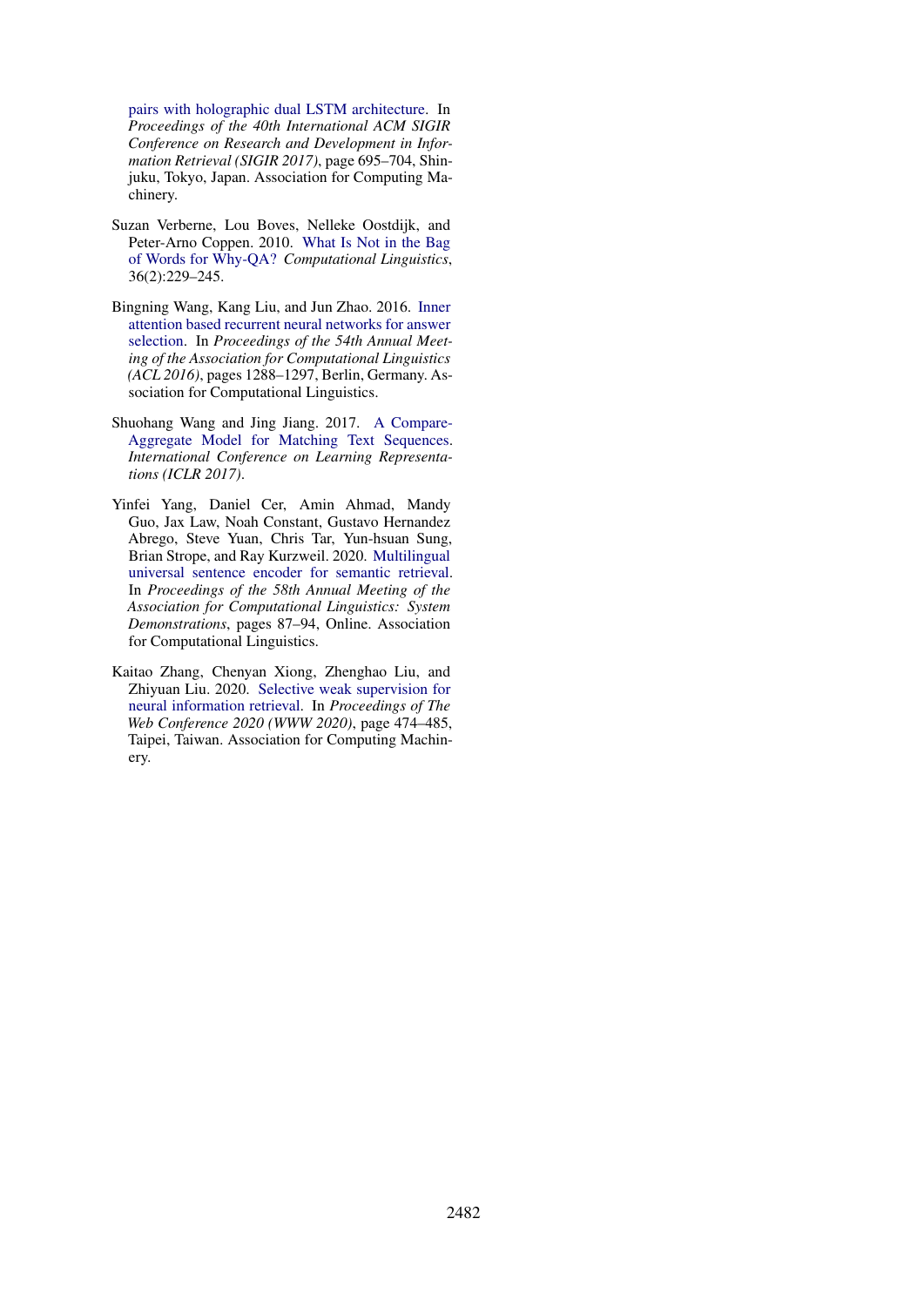pairs with holographic dual LSTM architecture. In *Proceedings of the 40th International ACM SIGIR Conference on Research and Development in Information Retrieval (SIGIR 2017)*, page 695–704, Shinjuku, Tokyo, Japan. Association for Computing Machinery.

Suzan Verberne, Lou Boves, Nelleke Oostdijk, and Peter-Arno Coppen. 2010. What Is Not in the Bag of Words for Why-QA? *Computational Linguistics*, 36(2):229–245.

Bingning Wang, Kang Liu, and Jun Zhao. 2016. Inner attention based recurrent neural networks for answer selection. In *Proceedings of the 54th Annual Meeting of the Association for Computational Linguistics (ACL 2016)*, pages 1288–1297, Berlin, Germany. Association for Computational Linguistics.

Shuohang Wang and Jing Jiang. 2017. A Compare-Aggregate Model for Matching Text Sequences. *International Conference on Learning Representations (ICLR 2017)*.

Yinfei Yang, Daniel Cer, Amin Ahmad, Mandy Guo, Jax Law, Noah Constant, Gustavo Hernandez Abrego, Steve Yuan, Chris Tar, Yun-hsuan Sung, Brian Strope, and Ray Kurzweil. 2020. Multilingual universal sentence encoder for semantic retrieval. In *Proceedings of the 58th Annual Meeting of the Association for Computational Linguistics: System Demonstrations*, pages 87–94, Online. Association for Computational Linguistics.

Kaitao Zhang, Chenyan Xiong, Zhenghao Liu, and Zhiyuan Liu. 2020. Selective weak supervision for neural information retrieval. In *Proceedings of The Web Conference 2020 (WWW 2020)*, page 474–485, Taipei, Taiwan. Association for Computing Machinery.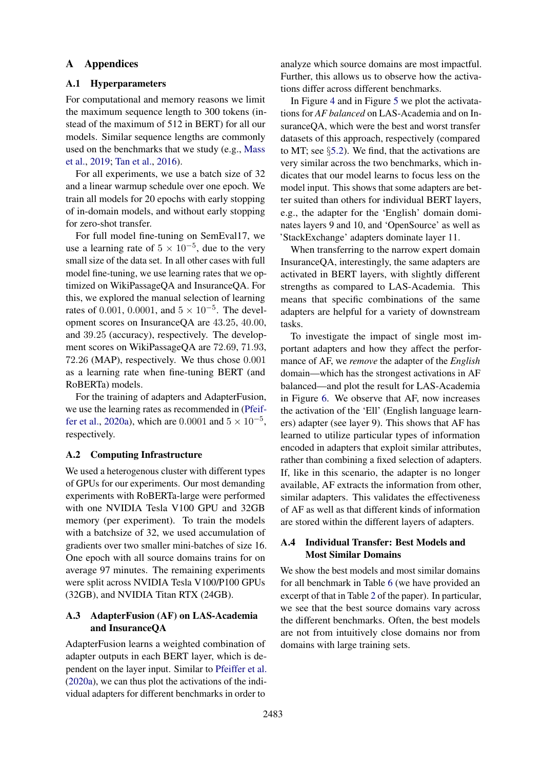# A Appendices

## A.1 Hyperparameters

For computational and memory reasons we limit the maximum sequence length to 300 tokens (instead of the maximum of 512 in BERT) for all our models. Similar sequence lengths are commonly used on the benchmarks that we study (e.g., Mass et al., 2019; Tan et al., 2016).

For all experiments, we use a batch size of 32 and a linear warmup schedule over one epoch. We train all models for 20 epochs with early stopping of in-domain models, and without early stopping for zero-shot transfer.

For full model fine-tuning on SemEval17, we use a learning rate of $5 \times 10^{-5}$, due to the very small size of the data set. In all other cases with full model fine-tuning, we use learning rates that we optimized on WikiPassageQA and InsuranceQA. For this, we explored the manual selection of learning rates of $0.001$, $0.0001$, and $5 \times 10^{-5}$. The development scores on InsuranceQA are $43.25$, $40.00$, and $39.25$ (accuracy), respectively. The development scores on WikiPassageQA are $72.69$, $71.93$, $72.26$ (MAP), respectively. We thus chose $0.001$ as a learning rate when fine-tuning BERT (and RoBERTa) models.

For the training of adapters and AdapterFusion, we use the learning rates as recommended in (Pfeiffer et al., 2020a), which are $0.0001$ and $5 \times 10^{-5}$, respectively.

## A.2 Computing Infrastructure

We used a heterogenous cluster with different types of GPUs for our experiments. Our most demanding experiments with RoBERTa-large were performed with one NVIDIA Tesla V100 GPU and 32GB memory (per experiment). To train the models with a batchsize of 32, we used accumulation of gradients over two smaller mini-batches of size 16. One epoch with all source domains trains for on average 97 minutes. The remaining experiments were split across NVIDIA Tesla V100/P100 GPUs (32GB), and NVIDIA Titan RTX (24GB).

## A.3 AdapterFusion (AF) on LAS-Academia and InsuranceQA

AdapterFusion learns a weighted combination of adapter outputs in each BERT layer, which is dependent on the layer input. Similar to Pfeiffer et al. (2020a), we can thus plot the activations of the individual adapters for different benchmarks in order to analyze which source domains are most impactful. Further, this allows us to observe how the activations differ across different benchmarks.

In Figure 4 and in Figure 5 we plot the activatations for *AF balanced* on LAS-Academia and on InsuranceQA, which were the best and worst transfer datasets of this approach, respectively (compared to MT; see §5.2). We find, that the activations are very similar across the two benchmarks, which indicates that our model learns to focus less on the model input. This shows that some adapters are better suited than others for individual BERT layers, e.g., the adapter for the 'English' domain dominates layers 9 and 10, and 'OpenSource' as well as 'StackExchange' adapters dominate layer 11.

When transferring to the narrow expert domain InsuranceQA, interestingly, the same adapters are activated in BERT layers, with slightly different strengths as compared to LAS-Academia. This means that specific combinations of the same adapters are helpful for a variety of downstream tasks.

To investigate the impact of single most important adapters and how they affect the performance of AF, we *remove* the adapter of the *English* domain—which has the strongest activations in AF balanced—and plot the result for LAS-Academia in Figure 6. We observe that AF, now increases the activation of the 'Ell' (English language learners) adapter (see layer 9). This shows that AF has learned to utilize particular types of information encoded in adapters that exploit similar attributes, rather than combining a fixed selection of adapters. If, like in this scenario, the adapter is no longer available, AF extracts the information from other, similar adapters. This validates the effectiveness of AF as well as that different kinds of information are stored within the different layers of adapters.

## A.4 Individual Transfer: Best Models and Most Similar Domains

We show the best models and most similar domains for all benchmark in Table 6 (we have provided an excerpt of that in Table 2 of the paper). In particular, we see that the best source domains vary across the different benchmarks. Often, the best models are not from intuitively close domains nor from domains with large training sets.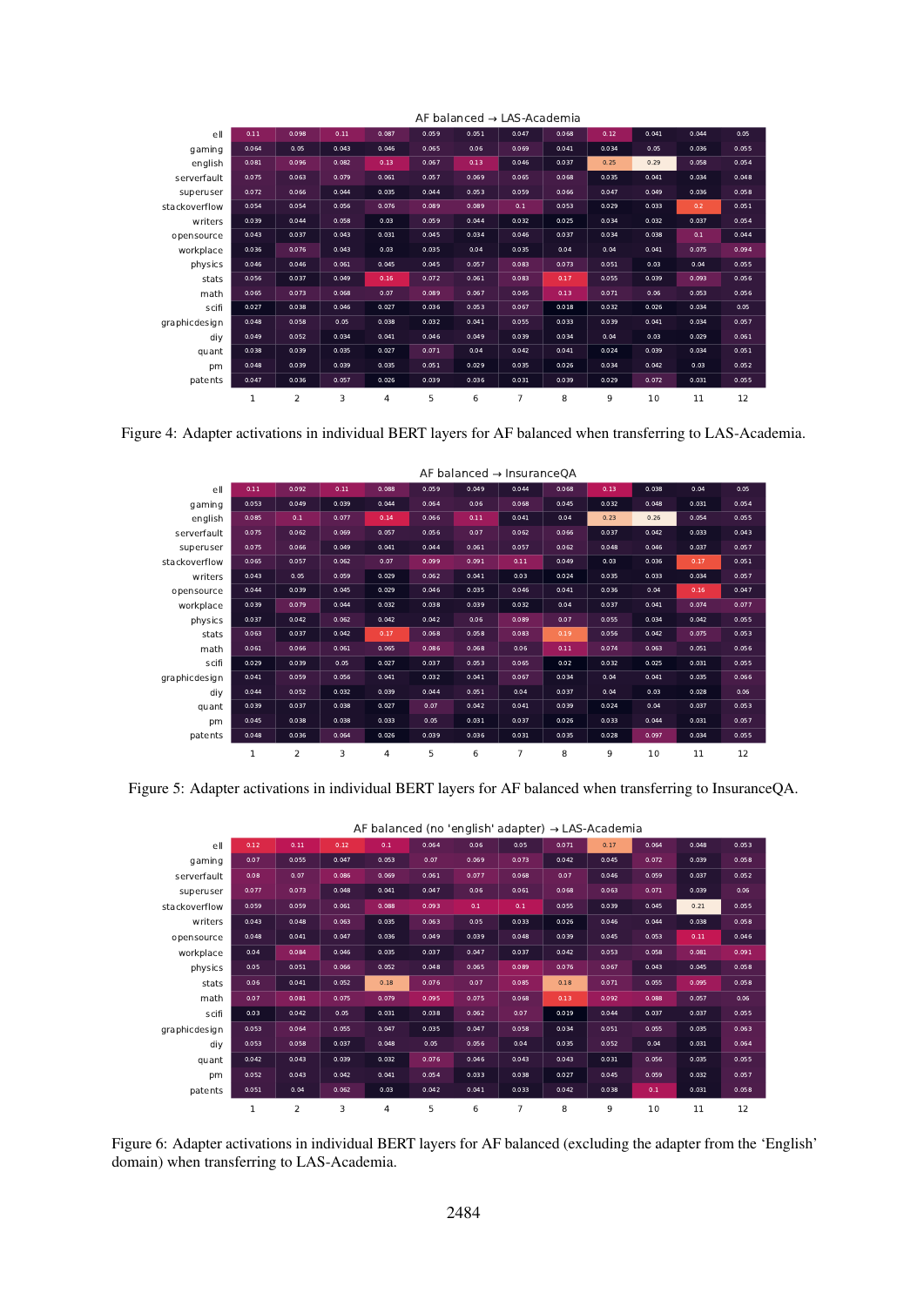AF balanced → LAS-Academia

| | 1 | 2 | 3 | 4 | 5 | 6 | 7 | 8 | 9 | 10 | 11 | 12 |
|---|---|---|---|---|---|---|---|---|---|---|---|---|
| ell | 0.11 | 0.098 | 0.11 | 0.087 | 0.059 | 0.051 | 0.047 | 0.068 | 0.12 | 0.041 | 0.044 | 0.05 |
| gaming | 0.064 | 0.05 | 0.043 | 0.046 | 0.065 | 0.06 | 0.069 | 0.041 | 0.034 | 0.05 | 0.036 | 0.055 |
| english | 0.081 | 0.096 | 0.082 | 0.13 | 0.067 | 0.13 | 0.046 | 0.037 | 0.25 | 0.29 | 0.058 | 0.054 |
| serverfault | 0.075 | 0.063 | 0.079 | 0.061 | 0.057 | 0.069 | 0.065 | 0.068 | 0.035 | 0.041 | 0.034 | 0.048 |
| superuser | 0.072 | 0.066 | 0.044 | 0.035 | 0.044 | 0.053 | 0.059 | 0.066 | 0.047 | 0.049 | 0.036 | 0.058 |
| stackoverflow | 0.054 | 0.054 | 0.056 | 0.076 | 0.089 | 0.089 | 0.1 | 0.053 | 0.029 | 0.033 | 0.2 | 0.051 |
| writers | 0.039 | 0.044 | 0.058 | 0.03 | 0.059 | 0.044 | 0.032 | 0.025 | 0.034 | 0.032 | 0.037 | 0.054 |
| opensource | 0.043 | 0.037 | 0.043 | 0.031 | 0.045 | 0.034 | 0.046 | 0.037 | 0.034 | 0.038 | 0.1 | 0.044 |
| workplace | 0.036 | 0.076 | 0.043 | 0.03 | 0.035 | 0.04 | 0.035 | 0.04 | 0.04 | 0.041 | 0.075 | 0.094 |
| physics | 0.046 | 0.046 | 0.061 | 0.045 | 0.045 | 0.057 | 0.083 | 0.073 | 0.051 | 0.03 | 0.04 | 0.055 |
| stats | 0.056 | 0.037 | 0.049 | 0.16 | 0.072 | 0.061 | 0.083 | 0.17 | 0.055 | 0.039 | 0.093 | 0.056 |
| math | 0.065 | 0.073 | 0.068 | 0.07 | 0.089 | 0.067 | 0.065 | 0.13 | 0.071 | 0.06 | 0.053 | 0.056 |
| scifi | 0.027 | 0.038 | 0.046 | 0.027 | 0.036 | 0.053 | 0.067 | 0.018 | 0.032 | 0.026 | 0.034 | 0.05 |
| graphicdesign | 0.048 | 0.058 | 0.05 | 0.038 | 0.032 | 0.041 | 0.055 | 0.033 | 0.039 | 0.041 | 0.034 | 0.057 |
| diy | 0.049 | 0.052 | 0.034 | 0.041 | 0.046 | 0.049 | 0.039 | 0.034 | 0.04 | 0.03 | 0.029 | 0.061 |
| quant | 0.038 | 0.039 | 0.035 | 0.027 | 0.071 | 0.04 | 0.042 | 0.041 | 0.024 | 0.039 | 0.034 | 0.051 |
| pm | 0.048 | 0.039 | 0.039 | 0.035 | 0.051 | 0.029 | 0.035 | 0.026 | 0.034 | 0.042 | 0.03 | 0.052 |
| patents | 0.047 | 0.036 | 0.057 | 0.026 | 0.039 | 0.036 | 0.031 | 0.039 | 0.029 | 0.072 | 0.031 | 0.055 |

Figure 4: Adapter activations in individual BERT layers for AF balanced when transferring to LAS-Academia.

AF balanced → InsuranceQA

| | 1 | 2 | 3 | 4 | 5 | 6 | 7 | 8 | 9 | 10 | 11 | 12 |
|---|---|---|---|---|---|---|---|---|---|---|---|---|
| ell | 0.11 | 0.092 | 0.11 | 0.088 | 0.059 | 0.049 | 0.044 | 0.068 | 0.13 | 0.038 | 0.04 | 0.05 |
| gaming | 0.053 | 0.049 | 0.039 | 0.044 | 0.064 | 0.06 | 0.068 | 0.045 | 0.032 | 0.048 | 0.031 | 0.054 |
| english | 0.085 | 0.1 | 0.077 | 0.14 | 0.066 | 0.11 | 0.041 | 0.04 | 0.23 | 0.26 | 0.054 | 0.055 |
| serverfault | 0.075 | 0.062 | 0.069 | 0.057 | 0.056 | 0.07 | 0.062 | 0.066 | 0.037 | 0.042 | 0.033 | 0.043 |
| superuser | 0.075 | 0.066 | 0.049 | 0.041 | 0.044 | 0.061 | 0.057 | 0.062 | 0.048 | 0.046 | 0.037 | 0.057 |
| stackoverflow | 0.065 | 0.057 | 0.062 | 0.07 | 0.099 | 0.091 | 0.11 | 0.049 | 0.03 | 0.036 | 0.17 | 0.051 |
| writers | 0.043 | 0.05 | 0.059 | 0.029 | 0.062 | 0.041 | 0.03 | 0.024 | 0.035 | 0.033 | 0.034 | 0.057 |
| opensource | 0.044 | 0.039 | 0.045 | 0.029 | 0.046 | 0.035 | 0.046 | 0.041 | 0.036 | 0.04 | 0.16 | 0.047 |
| workplace | 0.039 | 0.079 | 0.044 | 0.032 | 0.038 | 0.039 | 0.032 | 0.04 | 0.037 | 0.041 | 0.074 | 0.077 |
| physics | 0.037 | 0.042 | 0.062 | 0.042 | 0.042 | 0.06 | 0.089 | 0.07 | 0.055 | 0.034 | 0.042 | 0.055 |
| stats | 0.063 | 0.037 | 0.042 | 0.17 | 0.068 | 0.058 | 0.083 | 0.19 | 0.056 | 0.042 | 0.075 | 0.053 |
| math | 0.061 | 0.066 | 0.061 | 0.065 | 0.086 | 0.068 | 0.06 | 0.11 | 0.074 | 0.063 | 0.051 | 0.056 |
| scifi | 0.029 | 0.039 | 0.05 | 0.027 | 0.037 | 0.053 | 0.065 | 0.02 | 0.032 | 0.025 | 0.031 | 0.055 |
| graphicdesign | 0.041 | 0.059 | 0.056 | 0.041 | 0.032 | 0.041 | 0.067 | 0.034 | 0.04 | 0.041 | 0.035 | 0.066 |
| diy | 0.044 | 0.052 | 0.032 | 0.039 | 0.044 | 0.051 | 0.04 | 0.037 | 0.04 | 0.03 | 0.028 | 0.06 |
| quant | 0.039 | 0.037 | 0.038 | 0.027 | 0.07 | 0.042 | 0.041 | 0.039 | 0.024 | 0.04 | 0.037 | 0.053 |
| pm | 0.045 | 0.038 | 0.038 | 0.033 | 0.05 | 0.031 | 0.037 | 0.026 | 0.033 | 0.044 | 0.031 | 0.057 |
| patents | 0.048 | 0.036 | 0.064 | 0.026 | 0.039 | 0.036 | 0.031 | 0.035 | 0.028 | 0.097 | 0.034 | 0.055 |

Figure 5: Adapter activations in individual BERT layers for AF balanced when transferring to InsuranceQA.

AF balanced (no 'english' adapter) → LAS-Academia

| | 1 | 2 | 3 | 4 | 5 | 6 | 7 | 8 | 9 | 10 | 11 | 12 |
|---|---|---|---|---|---|---|---|---|---|---|---|---|
| ell | 0.12 | 0.11 | 0.12 | 0.1 | 0.064 | 0.06 | 0.05 | 0.071 | 0.17 | 0.064 | 0.048 | 0.053 |
| gaming | 0.07 | 0.055 | 0.047 | 0.053 | 0.07 | 0.069 | 0.073 | 0.042 | 0.045 | 0.072 | 0.039 | 0.058 |
| serverfault | 0.08 | 0.07 | 0.086 | 0.069 | 0.061 | 0.077 | 0.068 | 0.07 | 0.046 | 0.059 | 0.037 | 0.052 |
| superuser | 0.077 | 0.073 | 0.048 | 0.041 | 0.047 | 0.06 | 0.061 | 0.068 | 0.063 | 0.071 | 0.039 | 0.06 |
| stackoverflow | 0.059 | 0.059 | 0.061 | 0.088 | 0.093 | 0.1 | 0.1 | 0.055 | 0.039 | 0.045 | 0.21 | 0.055 |
| writers | 0.043 | 0.048 | 0.063 | 0.035 | 0.063 | 0.05 | 0.033 | 0.026 | 0.046 | 0.044 | 0.038 | 0.058 |
| opensource | 0.048 | 0.041 | 0.047 | 0.036 | 0.049 | 0.039 | 0.048 | 0.039 | 0.045 | 0.053 | 0.11 | 0.046 |
| workplace | 0.04 | 0.084 | 0.046 | 0.035 | 0.037 | 0.047 | 0.037 | 0.042 | 0.053 | 0.058 | 0.081 | 0.091 |
| physics | 0.05 | 0.051 | 0.066 | 0.052 | 0.048 | 0.065 | 0.089 | 0.076 | 0.067 | 0.043 | 0.045 | 0.058 |
| stats | 0.06 | 0.041 | 0.052 | 0.18 | 0.076 | 0.07 | 0.085 | 0.18 | 0.071 | 0.055 | 0.095 | 0.058 |
| math | 0.07 | 0.081 | 0.075 | 0.079 | 0.095 | 0.075 | 0.068 | 0.13 | 0.092 | 0.088 | 0.057 | 0.06 |
| scifi | 0.03 | 0.042 | 0.05 | 0.031 | 0.038 | 0.062 | 0.07 | 0.019 | 0.044 | 0.037 | 0.037 | 0.055 |
| graphicdesign | 0.053 | 0.064 | 0.055 | 0.047 | 0.035 | 0.047 | 0.058 | 0.034 | 0.051 | 0.055 | 0.035 | 0.063 |
| diy | 0.053 | 0.058 | 0.037 | 0.048 | 0.05 | 0.056 | 0.04 | 0.035 | 0.052 | 0.04 | 0.031 | 0.064 |
| quant | 0.042 | 0.043 | 0.039 | 0.032 | 0.076 | 0.046 | 0.043 | 0.043 | 0.031 | 0.056 | 0.035 | 0.055 |
| pm | 0.052 | 0.043 | 0.042 | 0.041 | 0.054 | 0.033 | 0.038 | 0.027 | 0.045 | 0.059 | 0.032 | 0.057 |
| patents | 0.051 | 0.04 | 0.062 | 0.03 | 0.042 | 0.041 | 0.033 | 0.042 | 0.038 | 0.1 | 0.031 | 0.058 |

Figure 6: Adapter activations in individual BERT layers for AF balanced (excluding the adapter from the 'English' domain) when transferring to LAS-Academia.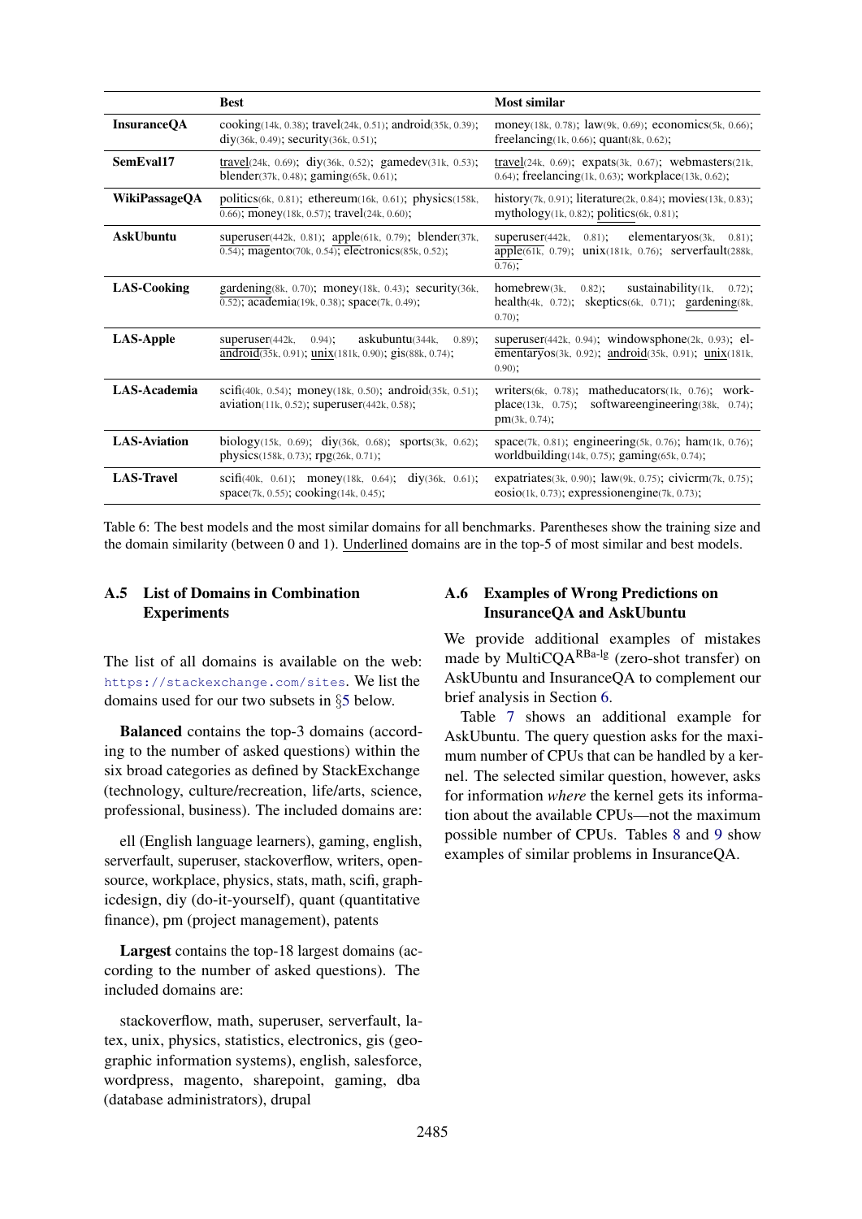|  | Best | Most similar |
| --- | --- | --- |
| **InsuranceQA** | cooking(14k, 0.38); travel(24k, 0.51); android(35k, 0.39); diy(36k, 0.49); security(36k, 0.51); | money(18k, 0.78); law(9k, 0.69); economics(5k, 0.66); freelancing(1k, 0.66); quant(8k, 0.62); |
| **SemEval17** | <u>travel</u>(24k, 0.69); diy(36k, 0.52); gamedev(31k, 0.53); blender(37k, 0.48); gaming(65k, 0.61); | <u>travel</u>(24k, 0.69); expats(3k, 0.67); webmasters(21k, 0.64); freelancing(1k, 0.63); workplace(13k, 0.62); |
| **WikiPassageQA** | <u>politics</u>(6k, 0.81); ethereum(16k, 0.61); physics(158k, 0.66); money(18k, 0.57); travel(24k, 0.60); | history(7k, 0.91); literature(2k, 0.84); movies(13k, 0.83); mythology(1k, 0.82); <u>politics</u>(6k, 0.81); |
| **AskUbuntu** | <u>superuser</u>(442k, 0.81); <u>apple</u>(61k, 0.79); blender(37k, 0.54); magento(70k, 0.54); electronics(85k, 0.52); | <u>superuser</u>(442k, 0.81); elementaryos(3k, 0.81); <u>apple</u>(61k, 0.79); unix(181k, 0.76); serverfault(288k, 0.76); |
| **LAS-Cooking** | <u>gardening</u>(8k, 0.70); money(18k, 0.43); security(36k, 0.52); academia(19k, 0.38); space(7k, 0.49); | homebrew(3k, 0.82); sustainability(1k, 0.72); health(4k, 0.72); skeptics(6k, 0.71); <u>gardening</u>(8k, 0.70); |
| **LAS-Apple** | <u>superuser</u>(442k, 0.94); askubuntu(344k, 0.89); <u>android</u>(35k, 0.91); <u>unix</u>(181k, 0.90); gis(88k, 0.74); | <u>superuser</u>(442k, 0.94); windowsphone(2k, 0.93); elementaryos(3k, 0.92); <u>android</u>(35k, 0.91); <u>unix</u>(181k, 0.90); |
| **LAS-Academia** | scifi(40k, 0.54); money(18k, 0.50); android(35k, 0.51); aviation(11k, 0.52); superuser(442k, 0.58); | writers(6k, 0.78); matheducators(1k, 0.76); workplace(13k, 0.75); softwareengineering(38k, 0.74); pm(3k, 0.74); |
| **LAS-Aviation** | biology(15k, 0.69); diy(36k, 0.68); sports(3k, 0.62); physics(158k, 0.73); rpg(26k, 0.71); | space(7k, 0.81); engineering(5k, 0.76); ham(1k, 0.76); worldbuilding(14k, 0.75); gaming(65k, 0.74); |
| **LAS-Travel** | scifi(40k, 0.61); money(18k, 0.64); diy(36k, 0.61); space(7k, 0.55); cooking(14k, 0.45); | expatriates(3k, 0.90); law(9k, 0.75); civicrm(7k, 0.75); eosio(1k, 0.73); expressionengine(7k, 0.73); |

Table 6: The best models and the most similar domains for all benchmarks. Parentheses show the training size and the domain similarity (between 0 and 1). <u>Underlined</u> domains are in the top-5 of most similar and best models.

## A.5 List of Domains in Combination Experiments

The list of all domains is available on the web: https://stackexchange.com/sites. We list the domains used for our two subsets in §5 below.

**Balanced** contains the top-3 domains (according to the number of asked questions) within the six broad categories as defined by StackExchange (technology, culture/recreation, life/arts, science, professional, business). The included domains are:

ell (English language learners), gaming, english, serverfault, superuser, stackoverflow, writers, opensource, workplace, physics, stats, math, scifi, graphicdesign, diy (do-it-yourself), quant (quantitative finance), pm (project management), patents

**Largest** contains the top-18 largest domains (according to the number of asked questions). The included domains are:

stackoverflow, math, superuser, serverfault, latex, unix, physics, statistics, electronics, gis (geographic information systems), english, salesforce, wordpress, magento, sharepoint, gaming, dba (database administrators), drupal

## A.6 Examples of Wrong Predictions on InsuranceQA and AskUbuntu

We provide additional examples of mistakes made by MultiCQA$^{\text{RBa-lg}}$ (zero-shot transfer) on AskUbuntu and InsuranceQA to complement our brief analysis in Section 6.

Table 7 shows an additional example for AskUbuntu. The query question asks for the maximum number of CPUs that can be handled by a kernel. The selected similar question, however, asks for information *where* the kernel gets its information about the available CPUs—not the maximum possible number of CPUs. Tables 8 and 9 show examples of similar problems in InsuranceQA.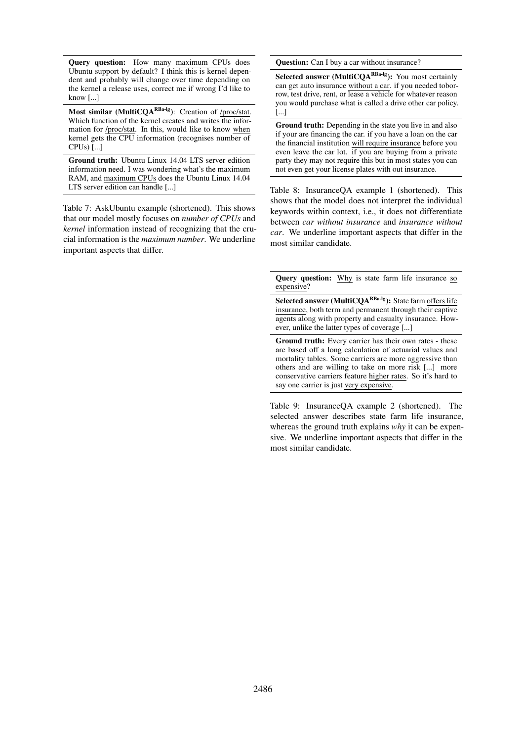| |
|---|
| **Query question:** How many maximum CPUs does Ubuntu support by default? I think this is kernel dependent and probably will change over time depending on the kernel a release uses, correct me if wrong I'd like to know [...] |
| **Most similar (MultiCQA$^{\text{RBa-lg}}$)**: Creation of /proc/stat. Which function of the kernel creates and writes the information for /proc/stat. In this, would like to know when kernel gets the CPU information (recognises number of CPUs) [...] |
| **Ground truth:** Ubuntu Linux 14.04 LTS server edition information need. I was wondering what's the maximum RAM, and maximum CPUs does the Ubuntu Linux 14.04 LTS server edition can handle [...] |

Table 7: AskUbuntu example (shortened). This shows that our model mostly focuses on *number of CPUs* and *kernel* information instead of recognizing that the crucial information is the *maximum number*. We underline important aspects that differ.

| |
|---|
| **Question:** Can I buy a car without insurance? |
| **Selected answer (MultiCQA$^{\text{RBa-lg}}$):** You most certainly can get auto insurance without a car. if you needed toborrow, test drive, rent, or lease a vehicle for whatever reason you would purchase what is called a drive other car policy. [...] |
| **Ground truth:** Depending in the state you live in and also if your are financing the car. if you have a loan on the car the financial institution will require insurance before you even leave the car lot. if you are buying from a private party they may not require this but in most states you can not even get your license plates with out insurance. |

Table 8: InsuranceQA example 1 (shortened). This shows that the model does not interpret the individual keywords within context, i.e., it does not differentiate between *car without insurance* and *insurance without car*. We underline important aspects that differ in the most similar candidate.

| |
|---|
| **Query question:** Why is state farm life insurance so expensive? |
| **Selected answer (MultiCQA$^{\text{RBa-lg}}$):** State farm offers life insurance, both term and permanent through their captive agents along with property and casualty insurance. However, unlike the latter types of coverage [...] |
| **Ground truth:** Every carrier has their own rates - these are based off a long calculation of actuarial values and mortality tables. Some carriers are more aggressive than others and are willing to take on more risk [...] more conservative carriers feature higher rates. So it's hard to say one carrier is just very expensive. |

Table 9: InsuranceQA example 2 (shortened). The selected answer describes state farm life insurance, whereas the ground truth explains *why* it can be expensive. We underline important aspects that differ in the most similar candidate.